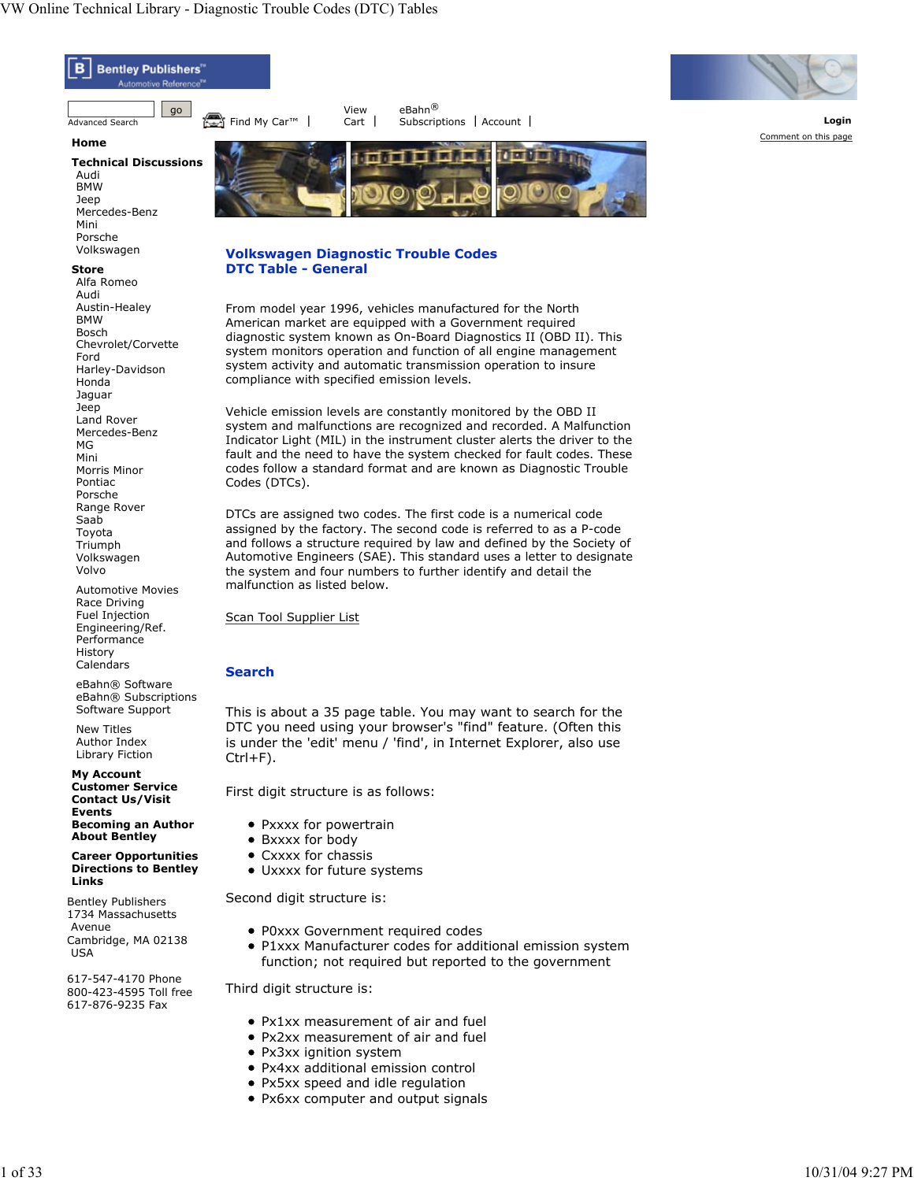## Volkswagen Diagnostic Trouble Codes
## DTC Table - General

From model year 1996, vehicles manufactured for the North American market are equipped with a Government required diagnostic system known as On-Board Diagnostics II (OBD II). This system monitors operation and function of all engine management system activity and automatic transmission operation to insure compliance with specified emission levels.

Vehicle emission levels are constantly monitored by the OBD II system and malfunctions are recognized and recorded. A Malfunction Indicator Light (MIL) in the instrument cluster alerts the driver to the fault and the need to have the system checked for fault codes. These codes follow a standard format and are known as Diagnostic Trouble Codes (DTCs).

DTCs are assigned two codes. The first code is a numerical code assigned by the factory. The second code is referred to as a P-code and follows a structure required by law and defined by the Society of Automotive Engineers (SAE). This standard uses a letter to designate the system and four numbers to further identify and detail the malfunction as listed below.

Scan Tool Supplier List

### Search

This is about a 35 page table. You may want to search for the DTC you need using your browser's "find" feature. (Often this is under the 'edit' menu / 'find', in Internet Explorer, also use Ctrl+F).

First digit structure is as follows:

- Pxxxx for powertrain
- Bxxxx for body
- Cxxxx for chassis
- Uxxxx for future systems

Second digit structure is:

- P0xxx Government required codes
- P1xxx Manufacturer codes for additional emission system function; not required but reported to the government

Third digit structure is:

- Px1xx measurement of air and fuel
- Px2xx measurement of air and fuel
- Px3xx ignition system
- Px4xx additional emission control
- Px5xx speed and idle regulation
- Px6xx computer and output signals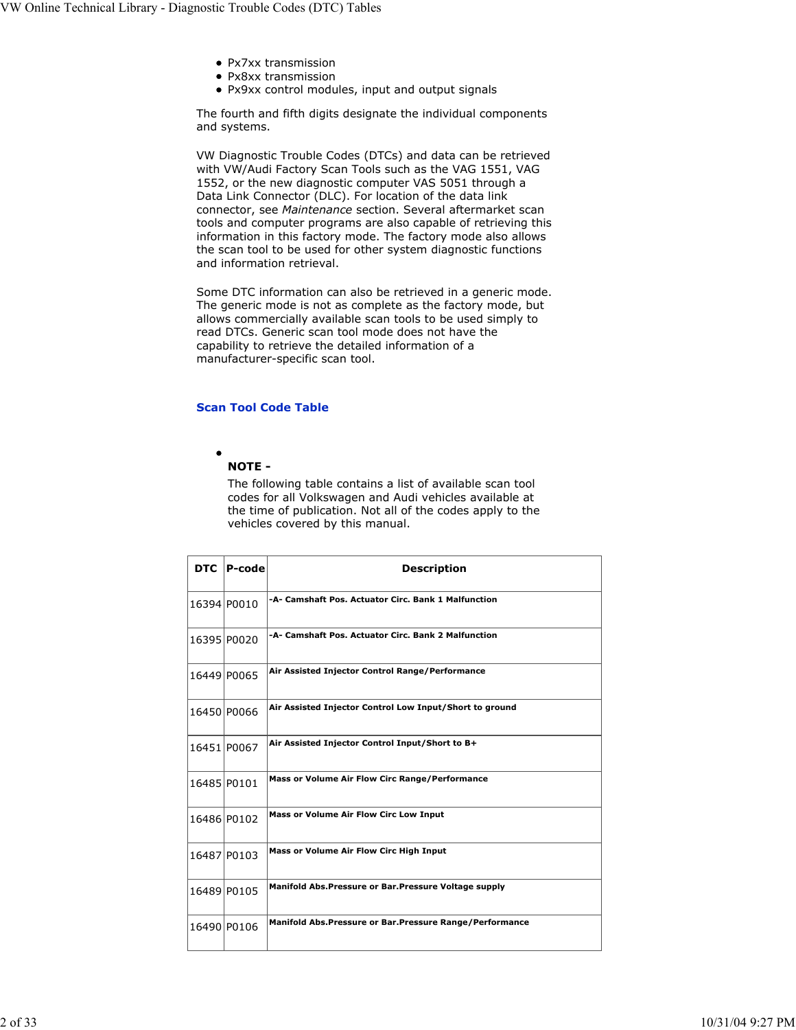- Px7xx transmission
- Px8xx transmission
- Px9xx control modules, input and output signals

The fourth and fifth digits designate the individual components and systems.

VW Diagnostic Trouble Codes (DTCs) and data can be retrieved with VW/Audi Factory Scan Tools such as the VAG 1551, VAG 1552, or the new diagnostic computer VAS 5051 through a Data Link Connector (DLC). For location of the data link connector, see *Maintenance* section. Several aftermarket scan tools and computer programs are also capable of retrieving this information in this factory mode. The factory mode also allows the scan tool to be used for other system diagnostic functions and information retrieval.

Some DTC information can also be retrieved in a generic mode. The generic mode is not as complete as the factory mode, but allows commercially available scan tools to be used simply to read DTCs. Generic scan tool mode does not have the capability to retrieve the detailed information of a manufacturer-specific scan tool.

## Scan Tool Code Table

- **NOTE -**
  The following table contains a list of available scan tool codes for all Volkswagen and Audi vehicles available at the time of publication. Not all of the codes apply to the vehicles covered by this manual.

| DTC | P-code | Description |
|---|---|---|
| 16394 | P0010 | **-A- Camshaft Pos. Actuator Circ. Bank 1 Malfunction** |
| 16395 | P0020 | **-A- Camshaft Pos. Actuator Circ. Bank 2 Malfunction** |
| 16449 | P0065 | **Air Assisted Injector Control Range/Performance** |
| 16450 | P0066 | **Air Assisted Injector Control Low Input/Short to ground** |
| 16451 | P0067 | **Air Assisted Injector Control Input/Short to B+** |
| 16485 | P0101 | **Mass or Volume Air Flow Circ Range/Performance** |
| 16486 | P0102 | **Mass or Volume Air Flow Circ Low Input** |
| 16487 | P0103 | **Mass or Volume Air Flow Circ High Input** |
| 16489 | P0105 | **Manifold Abs.Pressure or Bar.Pressure Voltage supply** |
| 16490 | P0106 | **Manifold Abs.Pressure or Bar.Pressure Range/Performance** |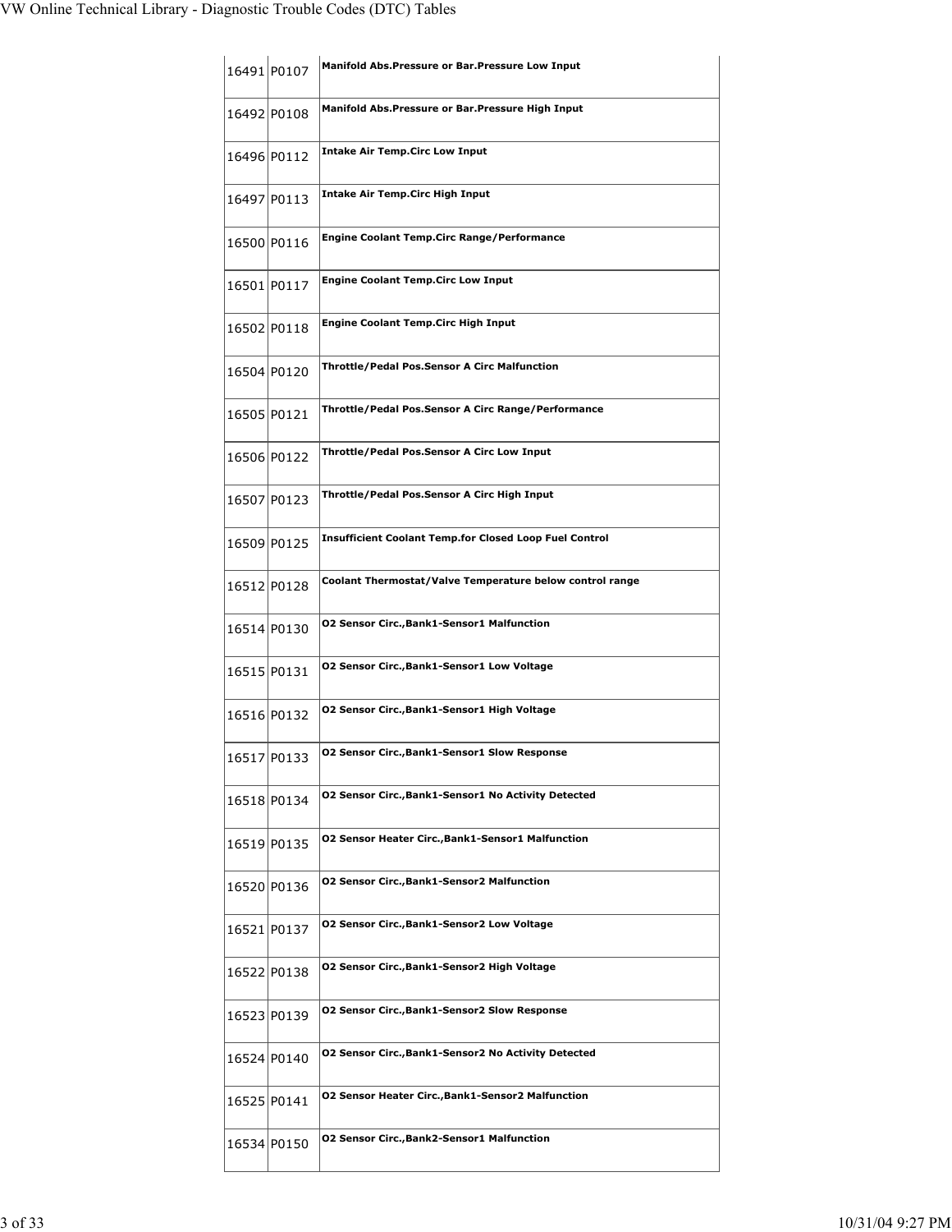| | | |
|---|---|---|
| 16491 | P0107 | **Manifold Abs.Pressure or Bar.Pressure Low Input** |
| 16492 | P0108 | **Manifold Abs.Pressure or Bar.Pressure High Input** |
| 16496 | P0112 | **Intake Air Temp.Circ Low Input** |
| 16497 | P0113 | **Intake Air Temp.Circ High Input** |
| 16500 | P0116 | **Engine Coolant Temp.Circ Range/Performance** |
| 16501 | P0117 | **Engine Coolant Temp.Circ Low Input** |
| 16502 | P0118 | **Engine Coolant Temp.Circ High Input** |
| 16504 | P0120 | **Throttle/Pedal Pos.Sensor A Circ Malfunction** |
| 16505 | P0121 | **Throttle/Pedal Pos.Sensor A Circ Range/Performance** |
| 16506 | P0122 | **Throttle/Pedal Pos.Sensor A Circ Low Input** |
| 16507 | P0123 | **Throttle/Pedal Pos.Sensor A Circ High Input** |
| 16509 | P0125 | **Insufficient Coolant Temp.for Closed Loop Fuel Control** |
| 16512 | P0128 | **Coolant Thermostat/Valve Temperature below control range** |
| 16514 | P0130 | **O2 Sensor Circ.,Bank1-Sensor1 Malfunction** |
| 16515 | P0131 | **O2 Sensor Circ.,Bank1-Sensor1 Low Voltage** |
| 16516 | P0132 | **O2 Sensor Circ.,Bank1-Sensor1 High Voltage** |
| 16517 | P0133 | **O2 Sensor Circ.,Bank1-Sensor1 Slow Response** |
| 16518 | P0134 | **O2 Sensor Circ.,Bank1-Sensor1 No Activity Detected** |
| 16519 | P0135 | **O2 Sensor Heater Circ.,Bank1-Sensor1 Malfunction** |
| 16520 | P0136 | **O2 Sensor Circ.,Bank1-Sensor2 Malfunction** |
| 16521 | P0137 | **O2 Sensor Circ.,Bank1-Sensor2 Low Voltage** |
| 16522 | P0138 | **O2 Sensor Circ.,Bank1-Sensor2 High Voltage** |
| 16523 | P0139 | **O2 Sensor Circ.,Bank1-Sensor2 Slow Response** |
| 16524 | P0140 | **O2 Sensor Circ.,Bank1-Sensor2 No Activity Detected** |
| 16525 | P0141 | **O2 Sensor Heater Circ.,Bank1-Sensor2 Malfunction** |
| 16534 | P0150 | **O2 Sensor Circ.,Bank2-Sensor1 Malfunction** |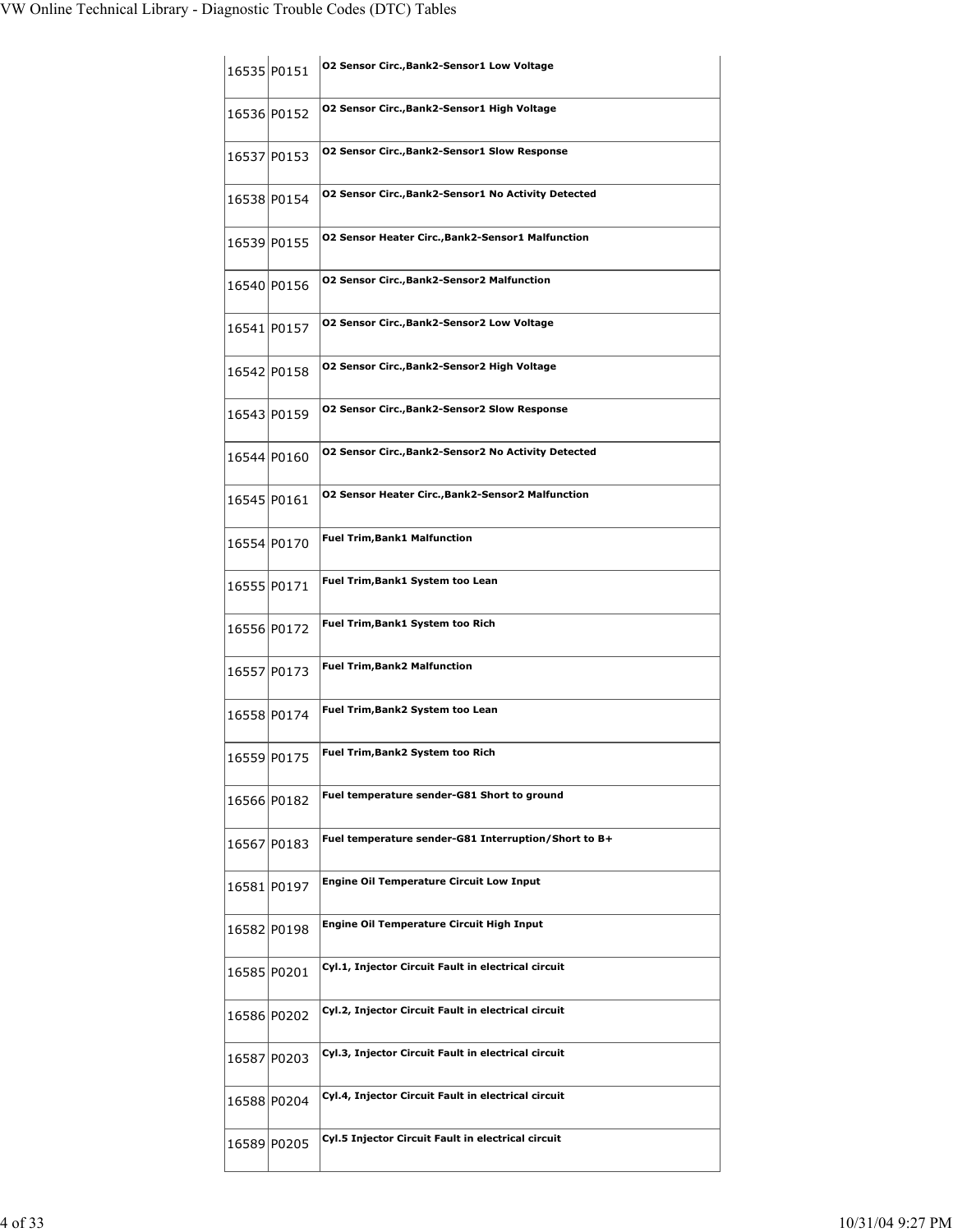| | | |
|---|---|---|
| 16535 | P0151 | O2 Sensor Circ.,Bank2-Sensor1 Low Voltage |
| 16536 | P0152 | O2 Sensor Circ.,Bank2-Sensor1 High Voltage |
| 16537 | P0153 | O2 Sensor Circ.,Bank2-Sensor1 Slow Response |
| 16538 | P0154 | O2 Sensor Circ.,Bank2-Sensor1 No Activity Detected |
| 16539 | P0155 | O2 Sensor Heater Circ.,Bank2-Sensor1 Malfunction |
| 16540 | P0156 | O2 Sensor Circ.,Bank2-Sensor2 Malfunction |
| 16541 | P0157 | O2 Sensor Circ.,Bank2-Sensor2 Low Voltage |
| 16542 | P0158 | O2 Sensor Circ.,Bank2-Sensor2 High Voltage |
| 16543 | P0159 | O2 Sensor Circ.,Bank2-Sensor2 Slow Response |
| 16544 | P0160 | O2 Sensor Circ.,Bank2-Sensor2 No Activity Detected |
| 16545 | P0161 | O2 Sensor Heater Circ.,Bank2-Sensor2 Malfunction |
| 16554 | P0170 | Fuel Trim,Bank1 Malfunction |
| 16555 | P0171 | Fuel Trim,Bank1 System too Lean |
| 16556 | P0172 | Fuel Trim,Bank1 System too Rich |
| 16557 | P0173 | Fuel Trim,Bank2 Malfunction |
| 16558 | P0174 | Fuel Trim,Bank2 System too Lean |
| 16559 | P0175 | Fuel Trim,Bank2 System too Rich |
| 16566 | P0182 | Fuel temperature sender-G81 Short to ground |
| 16567 | P0183 | Fuel temperature sender-G81 Interruption/Short to B+ |
| 16581 | P0197 | Engine Oil Temperature Circuit Low Input |
| 16582 | P0198 | Engine Oil Temperature Circuit High Input |
| 16585 | P0201 | Cyl.1, Injector Circuit Fault in electrical circuit |
| 16586 | P0202 | Cyl.2, Injector Circuit Fault in electrical circuit |
| 16587 | P0203 | Cyl.3, Injector Circuit Fault in electrical circuit |
| 16588 | P0204 | Cyl.4, Injector Circuit Fault in electrical circuit |
| 16589 | P0205 | Cyl.5 Injector Circuit Fault in electrical circuit |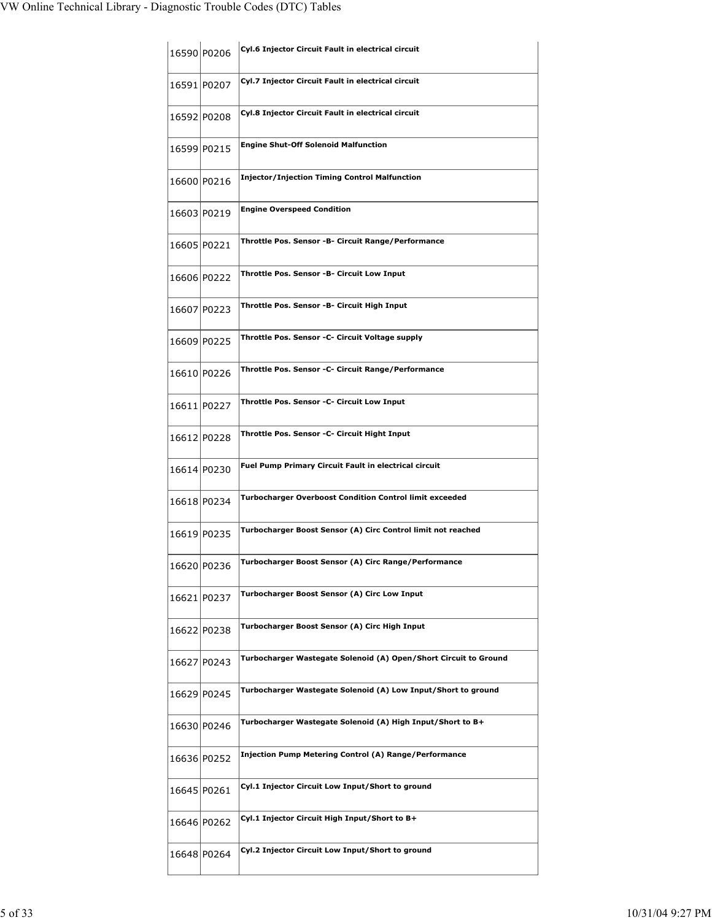| | | |
|---|---|---|
| 16590 | P0206 | **Cyl.6 Injector Circuit Fault in electrical circuit** |
| 16591 | P0207 | **Cyl.7 Injector Circuit Fault in electrical circuit** |
| 16592 | P0208 | **Cyl.8 Injector Circuit Fault in electrical circuit** |
| 16599 | P0215 | **Engine Shut-Off Solenoid Malfunction** |
| 16600 | P0216 | **Injector/Injection Timing Control Malfunction** |
| 16603 | P0219 | **Engine Overspeed Condition** |
| 16605 | P0221 | **Throttle Pos. Sensor -B- Circuit Range/Performance** |
| 16606 | P0222 | **Throttle Pos. Sensor -B- Circuit Low Input** |
| 16607 | P0223 | **Throttle Pos. Sensor -B- Circuit High Input** |
| 16609 | P0225 | **Throttle Pos. Sensor -C- Circuit Voltage supply** |
| 16610 | P0226 | **Throttle Pos. Sensor -C- Circuit Range/Performance** |
| 16611 | P0227 | **Throttle Pos. Sensor -C- Circuit Low Input** |
| 16612 | P0228 | **Throttle Pos. Sensor -C- Circuit Hight Input** |
| 16614 | P0230 | **Fuel Pump Primary Circuit Fault in electrical circuit** |
| 16618 | P0234 | **Turbocharger Overboost Condition Control limit exceeded** |
| 16619 | P0235 | **Turbocharger Boost Sensor (A) Circ Control limit not reached** |
| 16620 | P0236 | **Turbocharger Boost Sensor (A) Circ Range/Performance** |
| 16621 | P0237 | **Turbocharger Boost Sensor (A) Circ Low Input** |
| 16622 | P0238 | **Turbocharger Boost Sensor (A) Circ High Input** |
| 16627 | P0243 | **Turbocharger Wastegate Solenoid (A) Open/Short Circuit to Ground** |
| 16629 | P0245 | **Turbocharger Wastegate Solenoid (A) Low Input/Short to ground** |
| 16630 | P0246 | **Turbocharger Wastegate Solenoid (A) High Input/Short to B+** |
| 16636 | P0252 | **Injection Pump Metering Control (A) Range/Performance** |
| 16645 | P0261 | **Cyl.1 Injector Circuit Low Input/Short to ground** |
| 16646 | P0262 | **Cyl.1 Injector Circuit High Input/Short to B+** |
| 16648 | P0264 | **Cyl.2 Injector Circuit Low Input/Short to ground** |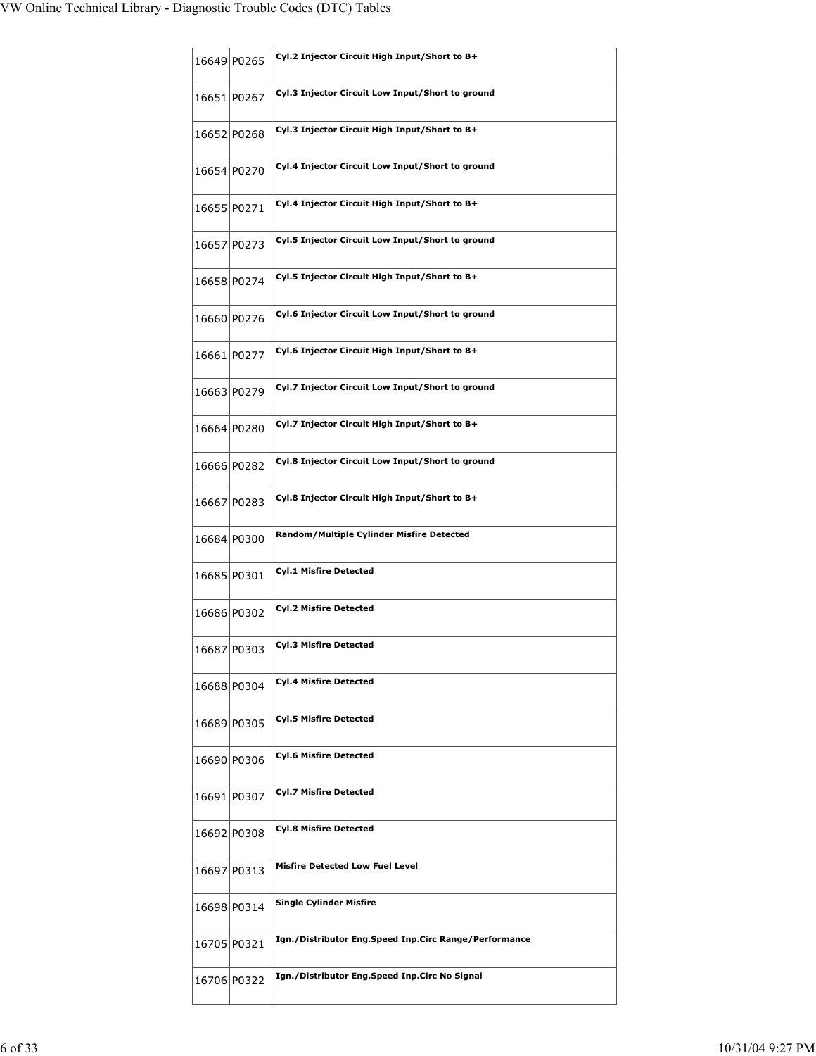| | | |
|---|---|---|
| 16649 | P0265 | **Cyl.2 Injector Circuit High Input/Short to B+** |
| 16651 | P0267 | **Cyl.3 Injector Circuit Low Input/Short to ground** |
| 16652 | P0268 | **Cyl.3 Injector Circuit High Input/Short to B+** |
| 16654 | P0270 | **Cyl.4 Injector Circuit Low Input/Short to ground** |
| 16655 | P0271 | **Cyl.4 Injector Circuit High Input/Short to B+** |
| 16657 | P0273 | **Cyl.5 Injector Circuit Low Input/Short to ground** |
| 16658 | P0274 | **Cyl.5 Injector Circuit High Input/Short to B+** |
| 16660 | P0276 | **Cyl.6 Injector Circuit Low Input/Short to ground** |
| 16661 | P0277 | **Cyl.6 Injector Circuit High Input/Short to B+** |
| 16663 | P0279 | **Cyl.7 Injector Circuit Low Input/Short to ground** |
| 16664 | P0280 | **Cyl.7 Injector Circuit High Input/Short to B+** |
| 16666 | P0282 | **Cyl.8 Injector Circuit Low Input/Short to ground** |
| 16667 | P0283 | **Cyl.8 Injector Circuit High Input/Short to B+** |
| 16684 | P0300 | **Random/Multiple Cylinder Misfire Detected** |
| 16685 | P0301 | **Cyl.1 Misfire Detected** |
| 16686 | P0302 | **Cyl.2 Misfire Detected** |
| 16687 | P0303 | **Cyl.3 Misfire Detected** |
| 16688 | P0304 | **Cyl.4 Misfire Detected** |
| 16689 | P0305 | **Cyl.5 Misfire Detected** |
| 16690 | P0306 | **Cyl.6 Misfire Detected** |
| 16691 | P0307 | **Cyl.7 Misfire Detected** |
| 16692 | P0308 | **Cyl.8 Misfire Detected** |
| 16697 | P0313 | **Misfire Detected Low Fuel Level** |
| 16698 | P0314 | **Single Cylinder Misfire** |
| 16705 | P0321 | **Ign./Distributor Eng.Speed Inp.Circ Range/Performance** |
| 16706 | P0322 | **Ign./Distributor Eng.Speed Inp.Circ No Signal** |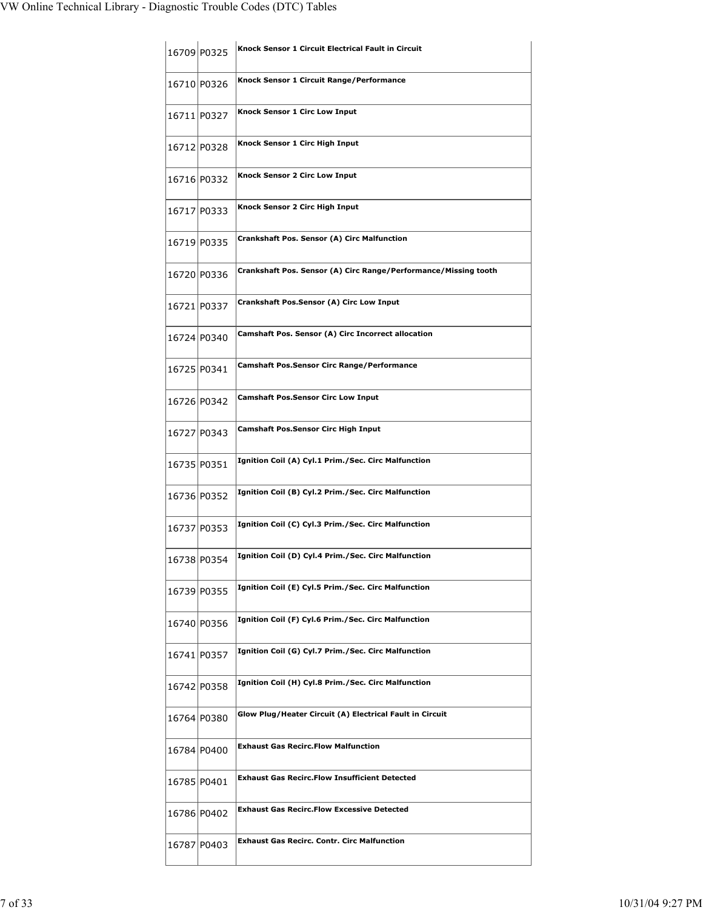| | | |
|---|---|---|
| 16709 | P0325 | **Knock Sensor 1 Circuit Electrical Fault in Circuit** |
| 16710 | P0326 | **Knock Sensor 1 Circuit Range/Performance** |
| 16711 | P0327 | **Knock Sensor 1 Circ Low Input** |
| 16712 | P0328 | **Knock Sensor 1 Circ High Input** |
| 16716 | P0332 | **Knock Sensor 2 Circ Low Input** |
| 16717 | P0333 | **Knock Sensor 2 Circ High Input** |
| 16719 | P0335 | **Crankshaft Pos. Sensor (A) Circ Malfunction** |
| 16720 | P0336 | **Crankshaft Pos. Sensor (A) Circ Range/Performance/Missing tooth** |
| 16721 | P0337 | **Crankshaft Pos.Sensor (A) Circ Low Input** |
| 16724 | P0340 | **Camshaft Pos. Sensor (A) Circ Incorrect allocation** |
| 16725 | P0341 | **Camshaft Pos.Sensor Circ Range/Performance** |
| 16726 | P0342 | **Camshaft Pos.Sensor Circ Low Input** |
| 16727 | P0343 | **Camshaft Pos.Sensor Circ High Input** |
| 16735 | P0351 | **Ignition Coil (A) Cyl.1 Prim./Sec. Circ Malfunction** |
| 16736 | P0352 | **Ignition Coil (B) Cyl.2 Prim./Sec. Circ Malfunction** |
| 16737 | P0353 | **Ignition Coil (C) Cyl.3 Prim./Sec. Circ Malfunction** |
| 16738 | P0354 | **Ignition Coil (D) Cyl.4 Prim./Sec. Circ Malfunction** |
| 16739 | P0355 | **Ignition Coil (E) Cyl.5 Prim./Sec. Circ Malfunction** |
| 16740 | P0356 | **Ignition Coil (F) Cyl.6 Prim./Sec. Circ Malfunction** |
| 16741 | P0357 | **Ignition Coil (G) Cyl.7 Prim./Sec. Circ Malfunction** |
| 16742 | P0358 | **Ignition Coil (H) Cyl.8 Prim./Sec. Circ Malfunction** |
| 16764 | P0380 | **Glow Plug/Heater Circuit (A) Electrical Fault in Circuit** |
| 16784 | P0400 | **Exhaust Gas Recirc.Flow Malfunction** |
| 16785 | P0401 | **Exhaust Gas Recirc.Flow Insufficient Detected** |
| 16786 | P0402 | **Exhaust Gas Recirc.Flow Excessive Detected** |
| 16787 | P0403 | **Exhaust Gas Recirc. Contr. Circ Malfunction** |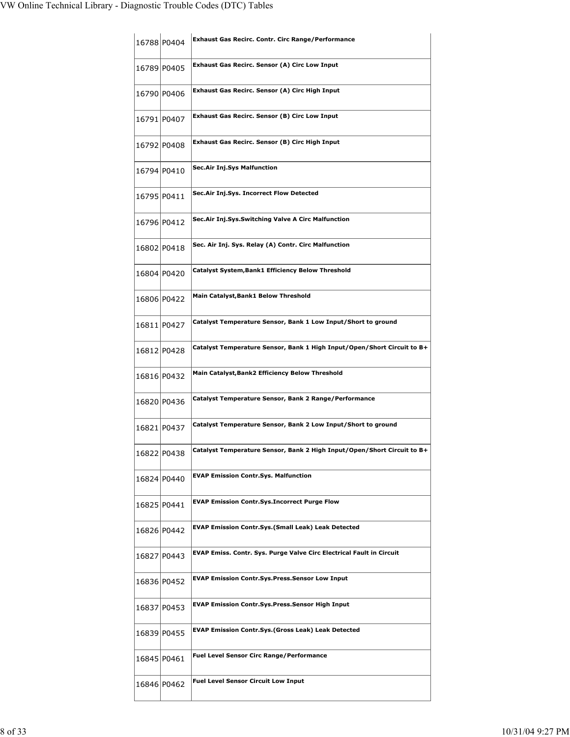| | | |
|---|---|---|
| 16788 | P0404 | **Exhaust Gas Recirc. Contr. Circ Range/Performance** |
| 16789 | P0405 | **Exhaust Gas Recirc. Sensor (A) Circ Low Input** |
| 16790 | P0406 | **Exhaust Gas Recirc. Sensor (A) Circ High Input** |
| 16791 | P0407 | **Exhaust Gas Recirc. Sensor (B) Circ Low Input** |
| 16792 | P0408 | **Exhaust Gas Recirc. Sensor (B) Circ High Input** |
| 16794 | P0410 | **Sec.Air Inj.Sys Malfunction** |
| 16795 | P0411 | **Sec.Air Inj.Sys. Incorrect Flow Detected** |
| 16796 | P0412 | **Sec.Air Inj.Sys.Switching Valve A Circ Malfunction** |
| 16802 | P0418 | **Sec. Air Inj. Sys. Relay (A) Contr. Circ Malfunction** |
| 16804 | P0420 | **Catalyst System,Bank1 Efficiency Below Threshold** |
| 16806 | P0422 | **Main Catalyst,Bank1 Below Threshold** |
| 16811 | P0427 | **Catalyst Temperature Sensor, Bank 1 Low Input/Short to ground** |
| 16812 | P0428 | **Catalyst Temperature Sensor, Bank 1 High Input/Open/Short Circuit to B+** |
| 16816 | P0432 | **Main Catalyst,Bank2 Efficiency Below Threshold** |
| 16820 | P0436 | **Catalyst Temperature Sensor, Bank 2 Range/Performance** |
| 16821 | P0437 | **Catalyst Temperature Sensor, Bank 2 Low Input/Short to ground** |
| 16822 | P0438 | **Catalyst Temperature Sensor, Bank 2 High Input/Open/Short Circuit to B+** |
| 16824 | P0440 | **EVAP Emission Contr.Sys. Malfunction** |
| 16825 | P0441 | **EVAP Emission Contr.Sys.Incorrect Purge Flow** |
| 16826 | P0442 | **EVAP Emission Contr.Sys.(Small Leak) Leak Detected** |
| 16827 | P0443 | **EVAP Emiss. Contr. Sys. Purge Valve Circ Electrical Fault in Circuit** |
| 16836 | P0452 | **EVAP Emission Contr.Sys.Press.Sensor Low Input** |
| 16837 | P0453 | **EVAP Emission Contr.Sys.Press.Sensor High Input** |
| 16839 | P0455 | **EVAP Emission Contr.Sys.(Gross Leak) Leak Detected** |
| 16845 | P0461 | **Fuel Level Sensor Circ Range/Performance** |
| 16846 | P0462 | **Fuel Level Sensor Circuit Low Input** |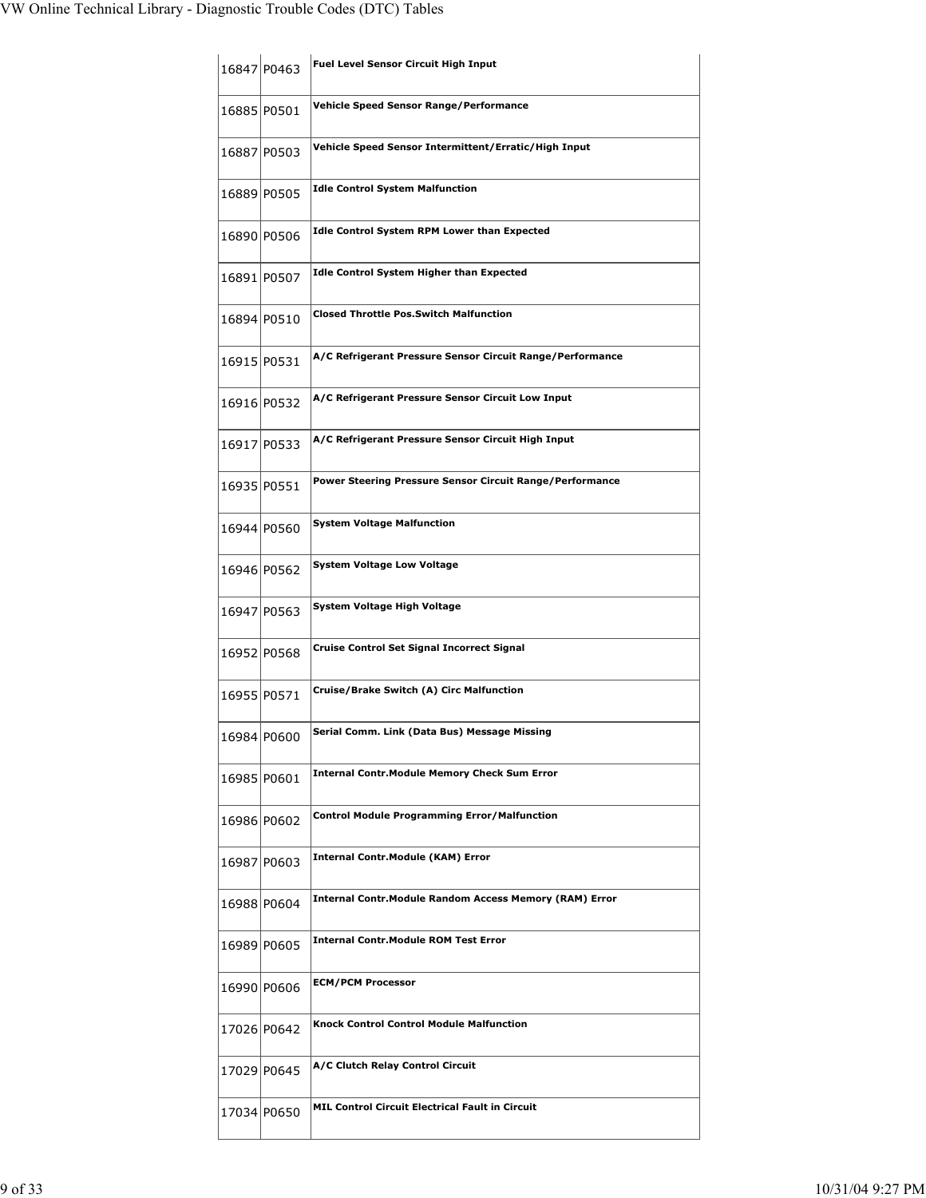| | | |
|---|---|---|
| 16847 | P0463 | **Fuel Level Sensor Circuit High Input** |
| 16885 | P0501 | **Vehicle Speed Sensor Range/Performance** |
| 16887 | P0503 | **Vehicle Speed Sensor Intermittent/Erratic/High Input** |
| 16889 | P0505 | **Idle Control System Malfunction** |
| 16890 | P0506 | **Idle Control System RPM Lower than Expected** |
| 16891 | P0507 | **Idle Control System Higher than Expected** |
| 16894 | P0510 | **Closed Throttle Pos.Switch Malfunction** |
| 16915 | P0531 | **A/C Refrigerant Pressure Sensor Circuit Range/Performance** |
| 16916 | P0532 | **A/C Refrigerant Pressure Sensor Circuit Low Input** |
| 16917 | P0533 | **A/C Refrigerant Pressure Sensor Circuit High Input** |
| 16935 | P0551 | **Power Steering Pressure Sensor Circuit Range/Performance** |
| 16944 | P0560 | **System Voltage Malfunction** |
| 16946 | P0562 | **System Voltage Low Voltage** |
| 16947 | P0563 | **System Voltage High Voltage** |
| 16952 | P0568 | **Cruise Control Set Signal Incorrect Signal** |
| 16955 | P0571 | **Cruise/Brake Switch (A) Circ Malfunction** |
| 16984 | P0600 | **Serial Comm. Link (Data Bus) Message Missing** |
| 16985 | P0601 | **Internal Contr.Module Memory Check Sum Error** |
| 16986 | P0602 | **Control Module Programming Error/Malfunction** |
| 16987 | P0603 | **Internal Contr.Module (KAM) Error** |
| 16988 | P0604 | **Internal Contr.Module Random Access Memory (RAM) Error** |
| 16989 | P0605 | **Internal Contr.Module ROM Test Error** |
| 16990 | P0606 | **ECM/PCM Processor** |
| 17026 | P0642 | **Knock Control Control Module Malfunction** |
| 17029 | P0645 | **A/C Clutch Relay Control Circuit** |
| 17034 | P0650 | **MIL Control Circuit Electrical Fault in Circuit** |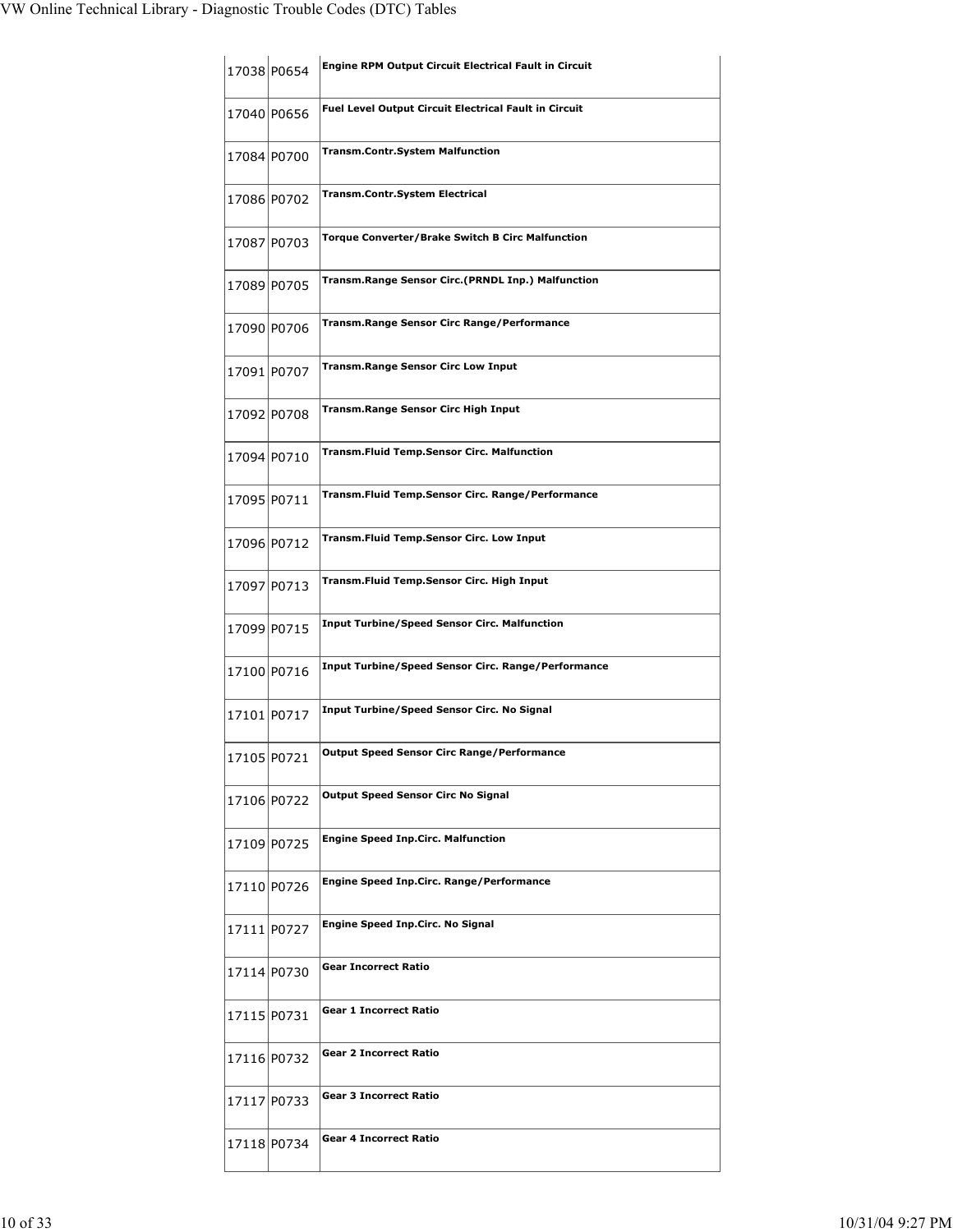| | | |
|---|---|---|
| 17038 | P0654 | **Engine RPM Output Circuit Electrical Fault in Circuit** |
| 17040 | P0656 | **Fuel Level Output Circuit Electrical Fault in Circuit** |
| 17084 | P0700 | **Transm.Contr.System Malfunction** |
| 17086 | P0702 | **Transm.Contr.System Electrical** |
| 17087 | P0703 | **Torque Converter/Brake Switch B Circ Malfunction** |
| 17089 | P0705 | **Transm.Range Sensor Circ.(PRNDL Inp.) Malfunction** |
| 17090 | P0706 | **Transm.Range Sensor Circ Range/Performance** |
| 17091 | P0707 | **Transm.Range Sensor Circ Low Input** |
| 17092 | P0708 | **Transm.Range Sensor Circ High Input** |
| 17094 | P0710 | **Transm.Fluid Temp.Sensor Circ. Malfunction** |
| 17095 | P0711 | **Transm.Fluid Temp.Sensor Circ. Range/Performance** |
| 17096 | P0712 | **Transm.Fluid Temp.Sensor Circ. Low Input** |
| 17097 | P0713 | **Transm.Fluid Temp.Sensor Circ. High Input** |
| 17099 | P0715 | **Input Turbine/Speed Sensor Circ. Malfunction** |
| 17100 | P0716 | **Input Turbine/Speed Sensor Circ. Range/Performance** |
| 17101 | P0717 | **Input Turbine/Speed Sensor Circ. No Signal** |
| 17105 | P0721 | **Output Speed Sensor Circ Range/Performance** |
| 17106 | P0722 | **Output Speed Sensor Circ No Signal** |
| 17109 | P0725 | **Engine Speed Inp.Circ. Malfunction** |
| 17110 | P0726 | **Engine Speed Inp.Circ. Range/Performance** |
| 17111 | P0727 | **Engine Speed Inp.Circ. No Signal** |
| 17114 | P0730 | **Gear Incorrect Ratio** |
| 17115 | P0731 | **Gear 1 Incorrect Ratio** |
| 17116 | P0732 | **Gear 2 Incorrect Ratio** |
| 17117 | P0733 | **Gear 3 Incorrect Ratio** |
| 17118 | P0734 | **Gear 4 Incorrect Ratio** |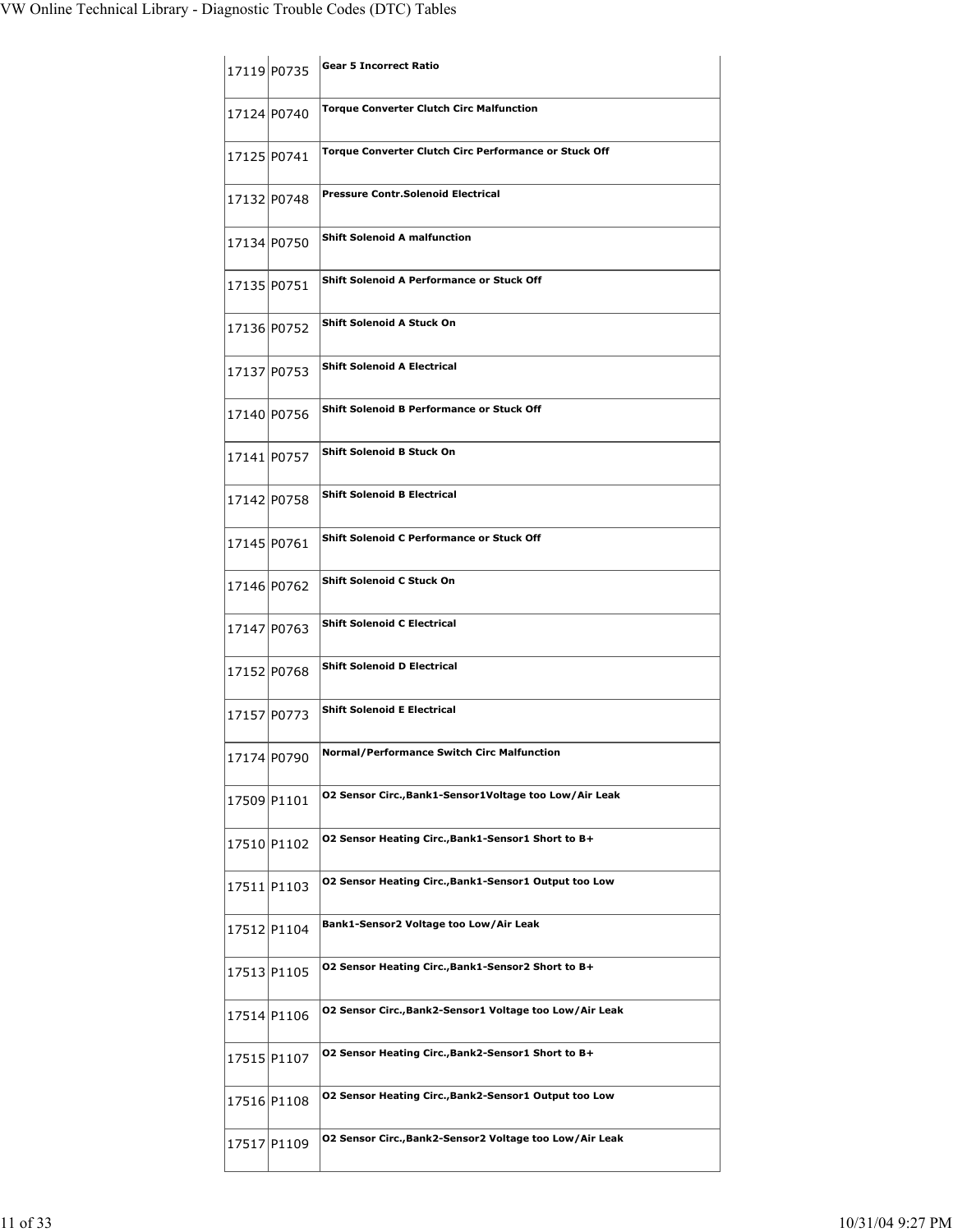| | | |
|---|---|---|
| 17119 | P0735 | **Gear 5 Incorrect Ratio** |
| 17124 | P0740 | **Torque Converter Clutch Circ Malfunction** |
| 17125 | P0741 | **Torque Converter Clutch Circ Performance or Stuck Off** |
| 17132 | P0748 | **Pressure Contr.Solenoid Electrical** |
| 17134 | P0750 | **Shift Solenoid A malfunction** |
| 17135 | P0751 | **Shift Solenoid A Performance or Stuck Off** |
| 17136 | P0752 | **Shift Solenoid A Stuck On** |
| 17137 | P0753 | **Shift Solenoid A Electrical** |
| 17140 | P0756 | **Shift Solenoid B Performance or Stuck Off** |
| 17141 | P0757 | **Shift Solenoid B Stuck On** |
| 17142 | P0758 | **Shift Solenoid B Electrical** |
| 17145 | P0761 | **Shift Solenoid C Performance or Stuck Off** |
| 17146 | P0762 | **Shift Solenoid C Stuck On** |
| 17147 | P0763 | **Shift Solenoid C Electrical** |
| 17152 | P0768 | **Shift Solenoid D Electrical** |
| 17157 | P0773 | **Shift Solenoid E Electrical** |
| 17174 | P0790 | **Normal/Performance Switch Circ Malfunction** |
| 17509 | P1101 | **O2 Sensor Circ.,Bank1-Sensor1Voltage too Low/Air Leak** |
| 17510 | P1102 | **O2 Sensor Heating Circ.,Bank1-Sensor1 Short to B+** |
| 17511 | P1103 | **O2 Sensor Heating Circ.,Bank1-Sensor1 Output too Low** |
| 17512 | P1104 | **Bank1-Sensor2 Voltage too Low/Air Leak** |
| 17513 | P1105 | **O2 Sensor Heating Circ.,Bank1-Sensor2 Short to B+** |
| 17514 | P1106 | **O2 Sensor Circ.,Bank2-Sensor1 Voltage too Low/Air Leak** |
| 17515 | P1107 | **O2 Sensor Heating Circ.,Bank2-Sensor1 Short to B+** |
| 17516 | P1108 | **O2 Sensor Heating Circ.,Bank2-Sensor1 Output too Low** |
| 17517 | P1109 | **O2 Sensor Circ.,Bank2-Sensor2 Voltage too Low/Air Leak** |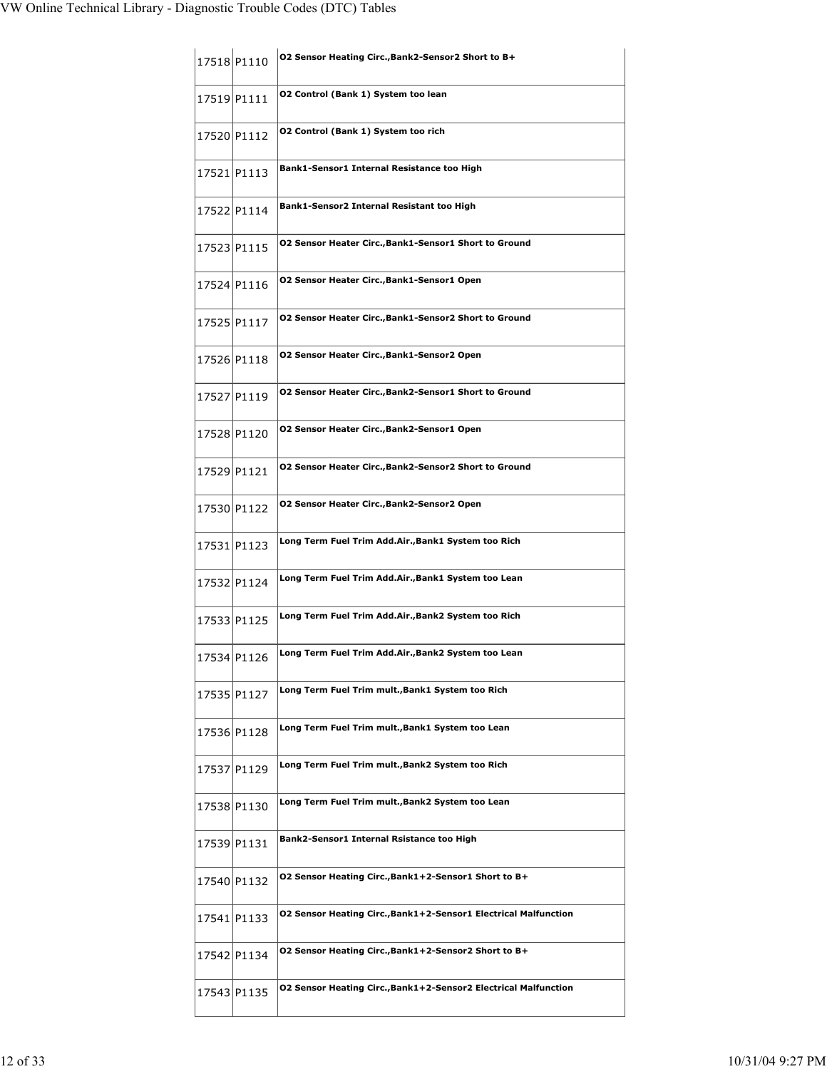| | | |
|---|---|---|
| 17518 | P1110 | **O2 Sensor Heating Circ.,Bank2-Sensor2 Short to B+** |
| 17519 | P1111 | **O2 Control (Bank 1) System too lean** |
| 17520 | P1112 | **O2 Control (Bank 1) System too rich** |
| 17521 | P1113 | **Bank1-Sensor1 Internal Resistance too High** |
| 17522 | P1114 | **Bank1-Sensor2 Internal Resistant too High** |
| 17523 | P1115 | **O2 Sensor Heater Circ.,Bank1-Sensor1 Short to Ground** |
| 17524 | P1116 | **O2 Sensor Heater Circ.,Bank1-Sensor1 Open** |
| 17525 | P1117 | **O2 Sensor Heater Circ.,Bank1-Sensor2 Short to Ground** |
| 17526 | P1118 | **O2 Sensor Heater Circ.,Bank1-Sensor2 Open** |
| 17527 | P1119 | **O2 Sensor Heater Circ.,Bank2-Sensor1 Short to Ground** |
| 17528 | P1120 | **O2 Sensor Heater Circ.,Bank2-Sensor1 Open** |
| 17529 | P1121 | **O2 Sensor Heater Circ.,Bank2-Sensor2 Short to Ground** |
| 17530 | P1122 | **O2 Sensor Heater Circ.,Bank2-Sensor2 Open** |
| 17531 | P1123 | **Long Term Fuel Trim Add.Air.,Bank1 System too Rich** |
| 17532 | P1124 | **Long Term Fuel Trim Add.Air.,Bank1 System too Lean** |
| 17533 | P1125 | **Long Term Fuel Trim Add.Air.,Bank2 System too Rich** |
| 17534 | P1126 | **Long Term Fuel Trim Add.Air.,Bank2 System too Lean** |
| 17535 | P1127 | **Long Term Fuel Trim mult.,Bank1 System too Rich** |
| 17536 | P1128 | **Long Term Fuel Trim mult.,Bank1 System too Lean** |
| 17537 | P1129 | **Long Term Fuel Trim mult.,Bank2 System too Rich** |
| 17538 | P1130 | **Long Term Fuel Trim mult.,Bank2 System too Lean** |
| 17539 | P1131 | **Bank2-Sensor1 Internal Rsistance too High** |
| 17540 | P1132 | **O2 Sensor Heating Circ.,Bank1+2-Sensor1 Short to B+** |
| 17541 | P1133 | **O2 Sensor Heating Circ.,Bank1+2-Sensor1 Electrical Malfunction** |
| 17542 | P1134 | **O2 Sensor Heating Circ.,Bank1+2-Sensor2 Short to B+** |
| 17543 | P1135 | **O2 Sensor Heating Circ.,Bank1+2-Sensor2 Electrical Malfunction** |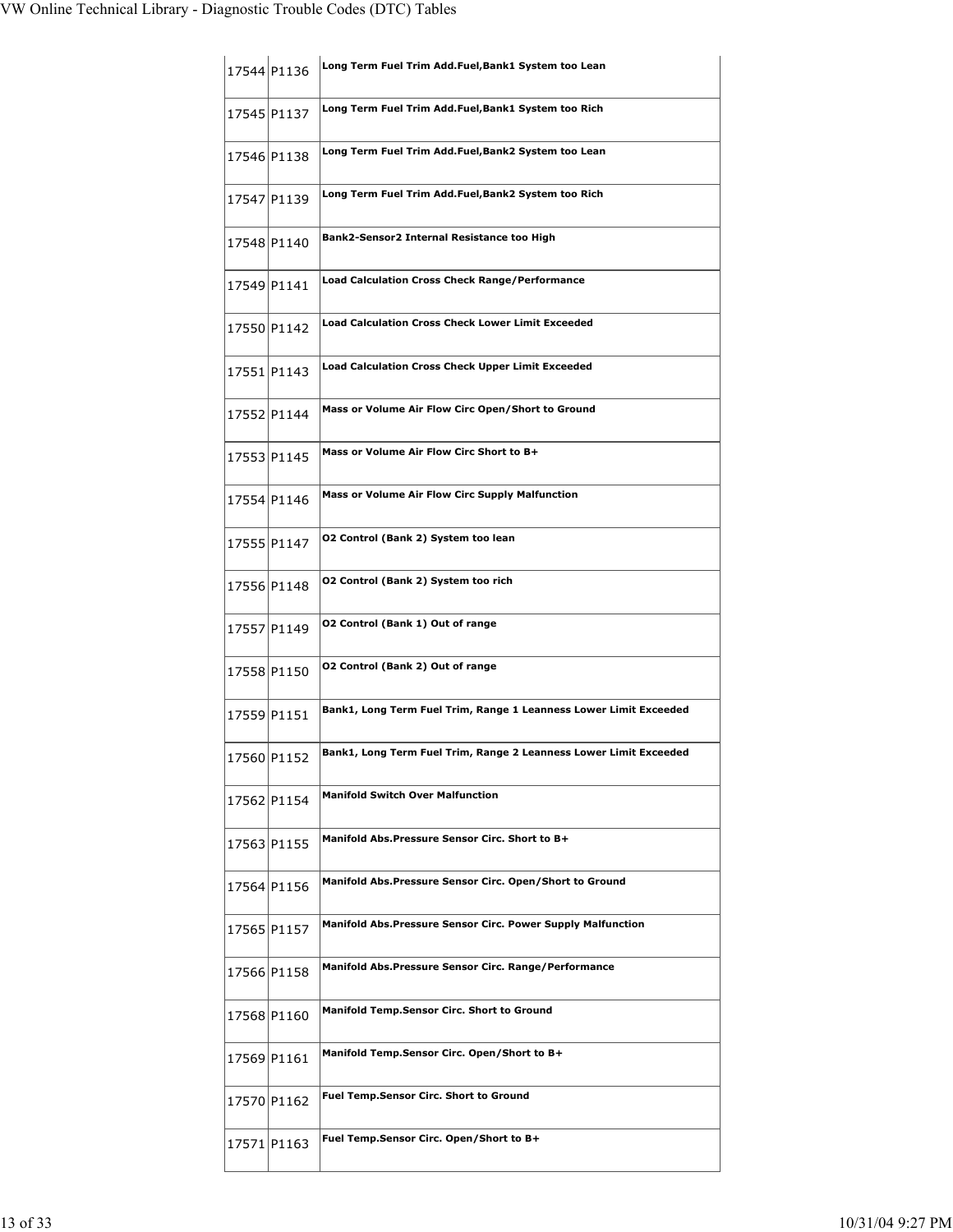| | | |
|---|---|---|
| 17544 | P1136 | **Long Term Fuel Trim Add.Fuel,Bank1 System too Lean** |
| 17545 | P1137 | **Long Term Fuel Trim Add.Fuel,Bank1 System too Rich** |
| 17546 | P1138 | **Long Term Fuel Trim Add.Fuel,Bank2 System too Lean** |
| 17547 | P1139 | **Long Term Fuel Trim Add.Fuel,Bank2 System too Rich** |
| 17548 | P1140 | **Bank2-Sensor2 Internal Resistance too High** |
| 17549 | P1141 | **Load Calculation Cross Check Range/Performance** |
| 17550 | P1142 | **Load Calculation Cross Check Lower Limit Exceeded** |
| 17551 | P1143 | **Load Calculation Cross Check Upper Limit Exceeded** |
| 17552 | P1144 | **Mass or Volume Air Flow Circ Open/Short to Ground** |
| 17553 | P1145 | **Mass or Volume Air Flow Circ Short to B+** |
| 17554 | P1146 | **Mass or Volume Air Flow Circ Supply Malfunction** |
| 17555 | P1147 | **O2 Control (Bank 2) System too lean** |
| 17556 | P1148 | **O2 Control (Bank 2) System too rich** |
| 17557 | P1149 | **O2 Control (Bank 1) Out of range** |
| 17558 | P1150 | **O2 Control (Bank 2) Out of range** |
| 17559 | P1151 | **Bank1, Long Term Fuel Trim, Range 1 Leanness Lower Limit Exceeded** |
| 17560 | P1152 | **Bank1, Long Term Fuel Trim, Range 2 Leanness Lower Limit Exceeded** |
| 17562 | P1154 | **Manifold Switch Over Malfunction** |
| 17563 | P1155 | **Manifold Abs.Pressure Sensor Circ. Short to B+** |
| 17564 | P1156 | **Manifold Abs.Pressure Sensor Circ. Open/Short to Ground** |
| 17565 | P1157 | **Manifold Abs.Pressure Sensor Circ. Power Supply Malfunction** |
| 17566 | P1158 | **Manifold Abs.Pressure Sensor Circ. Range/Performance** |
| 17568 | P1160 | **Manifold Temp.Sensor Circ. Short to Ground** |
| 17569 | P1161 | **Manifold Temp.Sensor Circ. Open/Short to B+** |
| 17570 | P1162 | **Fuel Temp.Sensor Circ. Short to Ground** |
| 17571 | P1163 | **Fuel Temp.Sensor Circ. Open/Short to B+** |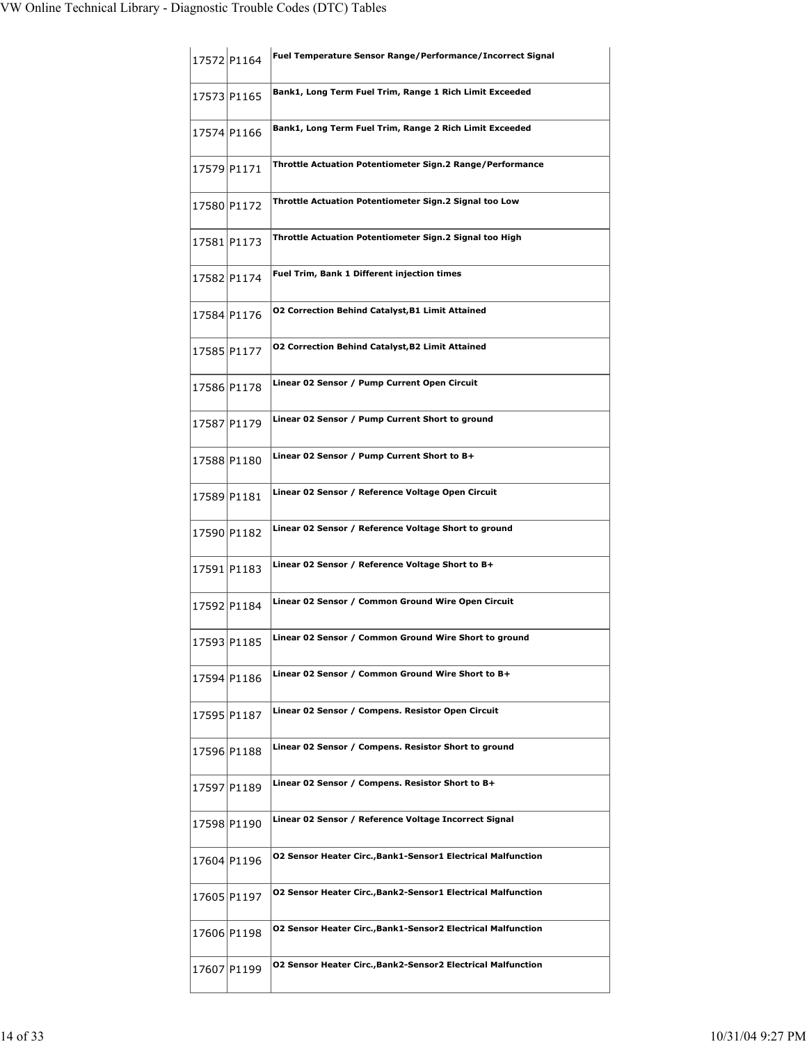| | | |
|---|---|---|
| 17572 | P1164 | **Fuel Temperature Sensor Range/Performance/Incorrect Signal** |
| 17573 | P1165 | **Bank1, Long Term Fuel Trim, Range 1 Rich Limit Exceeded** |
| 17574 | P1166 | **Bank1, Long Term Fuel Trim, Range 2 Rich Limit Exceeded** |
| 17579 | P1171 | **Throttle Actuation Potentiometer Sign.2 Range/Performance** |
| 17580 | P1172 | **Throttle Actuation Potentiometer Sign.2 Signal too Low** |
| 17581 | P1173 | **Throttle Actuation Potentiometer Sign.2 Signal too High** |
| 17582 | P1174 | **Fuel Trim, Bank 1 Different injection times** |
| 17584 | P1176 | **O2 Correction Behind Catalyst,B1 Limit Attained** |
| 17585 | P1177 | **O2 Correction Behind Catalyst,B2 Limit Attained** |
| 17586 | P1178 | **Linear 02 Sensor / Pump Current Open Circuit** |
| 17587 | P1179 | **Linear 02 Sensor / Pump Current Short to ground** |
| 17588 | P1180 | **Linear 02 Sensor / Pump Current Short to B+** |
| 17589 | P1181 | **Linear 02 Sensor / Reference Voltage Open Circuit** |
| 17590 | P1182 | **Linear 02 Sensor / Reference Voltage Short to ground** |
| 17591 | P1183 | **Linear 02 Sensor / Reference Voltage Short to B+** |
| 17592 | P1184 | **Linear 02 Sensor / Common Ground Wire Open Circuit** |
| 17593 | P1185 | **Linear 02 Sensor / Common Ground Wire Short to ground** |
| 17594 | P1186 | **Linear 02 Sensor / Common Ground Wire Short to B+** |
| 17595 | P1187 | **Linear 02 Sensor / Compens. Resistor Open Circuit** |
| 17596 | P1188 | **Linear 02 Sensor / Compens. Resistor Short to ground** |
| 17597 | P1189 | **Linear 02 Sensor / Compens. Resistor Short to B+** |
| 17598 | P1190 | **Linear 02 Sensor / Reference Voltage Incorrect Signal** |
| 17604 | P1196 | **O2 Sensor Heater Circ.,Bank1-Sensor1 Electrical Malfunction** |
| 17605 | P1197 | **O2 Sensor Heater Circ.,Bank2-Sensor1 Electrical Malfunction** |
| 17606 | P1198 | **O2 Sensor Heater Circ.,Bank1-Sensor2 Electrical Malfunction** |
| 17607 | P1199 | **O2 Sensor Heater Circ.,Bank2-Sensor2 Electrical Malfunction** |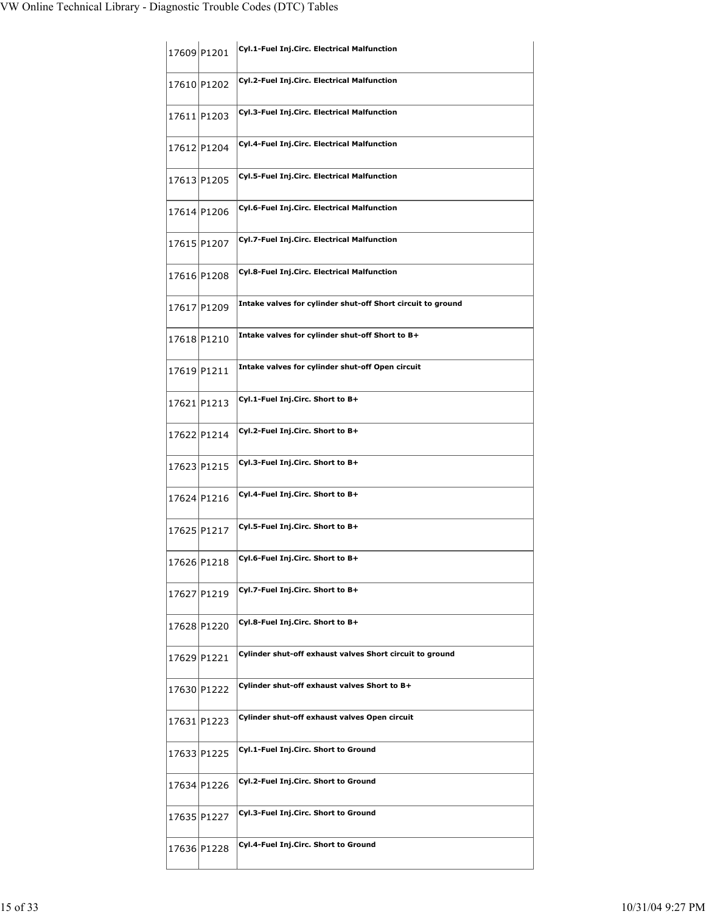| | | |
|---|---|---|
| 17609 | P1201 | **Cyl.1-Fuel Inj.Circ. Electrical Malfunction** |
| 17610 | P1202 | **Cyl.2-Fuel Inj.Circ. Electrical Malfunction** |
| 17611 | P1203 | **Cyl.3-Fuel Inj.Circ. Electrical Malfunction** |
| 17612 | P1204 | **Cyl.4-Fuel Inj.Circ. Electrical Malfunction** |
| 17613 | P1205 | **Cyl.5-Fuel Inj.Circ. Electrical Malfunction** |
| 17614 | P1206 | **Cyl.6-Fuel Inj.Circ. Electrical Malfunction** |
| 17615 | P1207 | **Cyl.7-Fuel Inj.Circ. Electrical Malfunction** |
| 17616 | P1208 | **Cyl.8-Fuel Inj.Circ. Electrical Malfunction** |
| 17617 | P1209 | **Intake valves for cylinder shut-off Short circuit to ground** |
| 17618 | P1210 | **Intake valves for cylinder shut-off Short to B+** |
| 17619 | P1211 | **Intake valves for cylinder shut-off Open circuit** |
| 17621 | P1213 | **Cyl.1-Fuel Inj.Circ. Short to B+** |
| 17622 | P1214 | **Cyl.2-Fuel Inj.Circ. Short to B+** |
| 17623 | P1215 | **Cyl.3-Fuel Inj.Circ. Short to B+** |
| 17624 | P1216 | **Cyl.4-Fuel Inj.Circ. Short to B+** |
| 17625 | P1217 | **Cyl.5-Fuel Inj.Circ. Short to B+** |
| 17626 | P1218 | **Cyl.6-Fuel Inj.Circ. Short to B+** |
| 17627 | P1219 | **Cyl.7-Fuel Inj.Circ. Short to B+** |
| 17628 | P1220 | **Cyl.8-Fuel Inj.Circ. Short to B+** |
| 17629 | P1221 | **Cylinder shut-off exhaust valves Short circuit to ground** |
| 17630 | P1222 | **Cylinder shut-off exhaust valves Short to B+** |
| 17631 | P1223 | **Cylinder shut-off exhaust valves Open circuit** |
| 17633 | P1225 | **Cyl.1-Fuel Inj.Circ. Short to Ground** |
| 17634 | P1226 | **Cyl.2-Fuel Inj.Circ. Short to Ground** |
| 17635 | P1227 | **Cyl.3-Fuel Inj.Circ. Short to Ground** |
| 17636 | P1228 | **Cyl.4-Fuel Inj.Circ. Short to Ground** |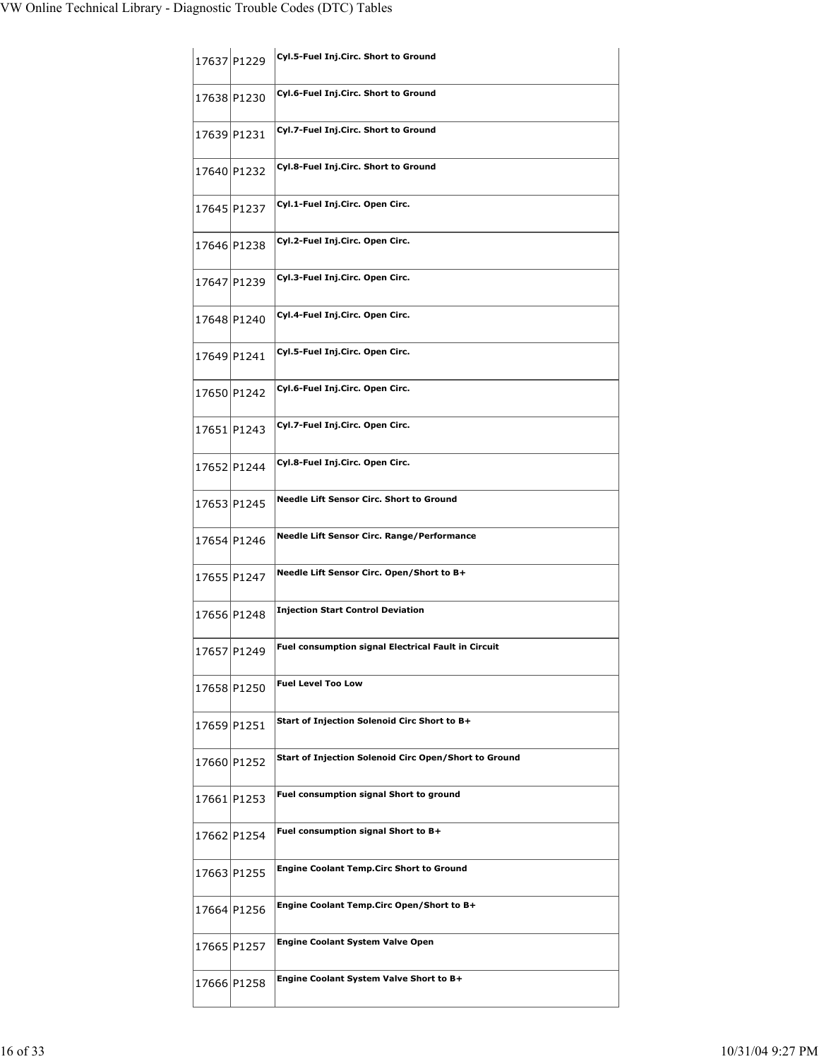| | | |
|---|---|---|
| 17637 | P1229 | **Cyl.5-Fuel Inj.Circ. Short to Ground** |
| 17638 | P1230 | **Cyl.6-Fuel Inj.Circ. Short to Ground** |
| 17639 | P1231 | **Cyl.7-Fuel Inj.Circ. Short to Ground** |
| 17640 | P1232 | **Cyl.8-Fuel Inj.Circ. Short to Ground** |
| 17645 | P1237 | **Cyl.1-Fuel Inj.Circ. Open Circ.** |
| 17646 | P1238 | **Cyl.2-Fuel Inj.Circ. Open Circ.** |
| 17647 | P1239 | **Cyl.3-Fuel Inj.Circ. Open Circ.** |
| 17648 | P1240 | **Cyl.4-Fuel Inj.Circ. Open Circ.** |
| 17649 | P1241 | **Cyl.5-Fuel Inj.Circ. Open Circ.** |
| 17650 | P1242 | **Cyl.6-Fuel Inj.Circ. Open Circ.** |
| 17651 | P1243 | **Cyl.7-Fuel Inj.Circ. Open Circ.** |
| 17652 | P1244 | **Cyl.8-Fuel Inj.Circ. Open Circ.** |
| 17653 | P1245 | **Needle Lift Sensor Circ. Short to Ground** |
| 17654 | P1246 | **Needle Lift Sensor Circ. Range/Performance** |
| 17655 | P1247 | **Needle Lift Sensor Circ. Open/Short to B+** |
| 17656 | P1248 | **Injection Start Control Deviation** |
| 17657 | P1249 | **Fuel consumption signal Electrical Fault in Circuit** |
| 17658 | P1250 | **Fuel Level Too Low** |
| 17659 | P1251 | **Start of Injection Solenoid Circ Short to B+** |
| 17660 | P1252 | **Start of Injection Solenoid Circ Open/Short to Ground** |
| 17661 | P1253 | **Fuel consumption signal Short to ground** |
| 17662 | P1254 | **Fuel consumption signal Short to B+** |
| 17663 | P1255 | **Engine Coolant Temp.Circ Short to Ground** |
| 17664 | P1256 | **Engine Coolant Temp.Circ Open/Short to B+** |
| 17665 | P1257 | **Engine Coolant System Valve Open** |
| 17666 | P1258 | **Engine Coolant System Valve Short to B+** |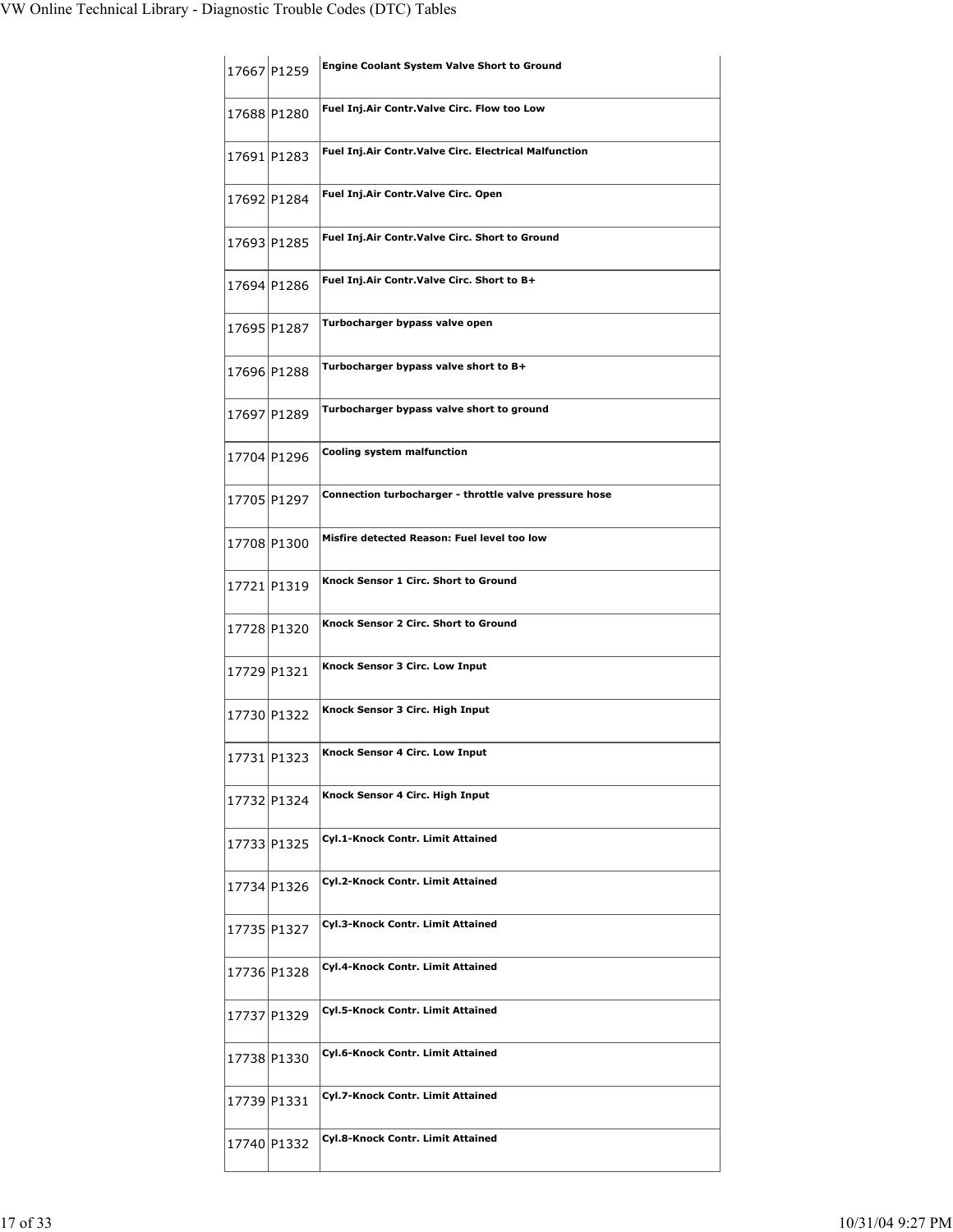| | | |
|---|---|---|
| 17667 | P1259 | **Engine Coolant System Valve Short to Ground** |
| 17688 | P1280 | **Fuel Inj.Air Contr.Valve Circ. Flow too Low** |
| 17691 | P1283 | **Fuel Inj.Air Contr.Valve Circ. Electrical Malfunction** |
| 17692 | P1284 | **Fuel Inj.Air Contr.Valve Circ. Open** |
| 17693 | P1285 | **Fuel Inj.Air Contr.Valve Circ. Short to Ground** |
| 17694 | P1286 | **Fuel Inj.Air Contr.Valve Circ. Short to B+** |
| 17695 | P1287 | **Turbocharger bypass valve open** |
| 17696 | P1288 | **Turbocharger bypass valve short to B+** |
| 17697 | P1289 | **Turbocharger bypass valve short to ground** |
| 17704 | P1296 | **Cooling system malfunction** |
| 17705 | P1297 | **Connection turbocharger - throttle valve pressure hose** |
| 17708 | P1300 | **Misfire detected Reason: Fuel level too low** |
| 17721 | P1319 | **Knock Sensor 1 Circ. Short to Ground** |
| 17728 | P1320 | **Knock Sensor 2 Circ. Short to Ground** |
| 17729 | P1321 | **Knock Sensor 3 Circ. Low Input** |
| 17730 | P1322 | **Knock Sensor 3 Circ. High Input** |
| 17731 | P1323 | **Knock Sensor 4 Circ. Low Input** |
| 17732 | P1324 | **Knock Sensor 4 Circ. High Input** |
| 17733 | P1325 | **Cyl.1-Knock Contr. Limit Attained** |
| 17734 | P1326 | **Cyl.2-Knock Contr. Limit Attained** |
| 17735 | P1327 | **Cyl.3-Knock Contr. Limit Attained** |
| 17736 | P1328 | **Cyl.4-Knock Contr. Limit Attained** |
| 17737 | P1329 | **Cyl.5-Knock Contr. Limit Attained** |
| 17738 | P1330 | **Cyl.6-Knock Contr. Limit Attained** |
| 17739 | P1331 | **Cyl.7-Knock Contr. Limit Attained** |
| 17740 | P1332 | **Cyl.8-Knock Contr. Limit Attained** |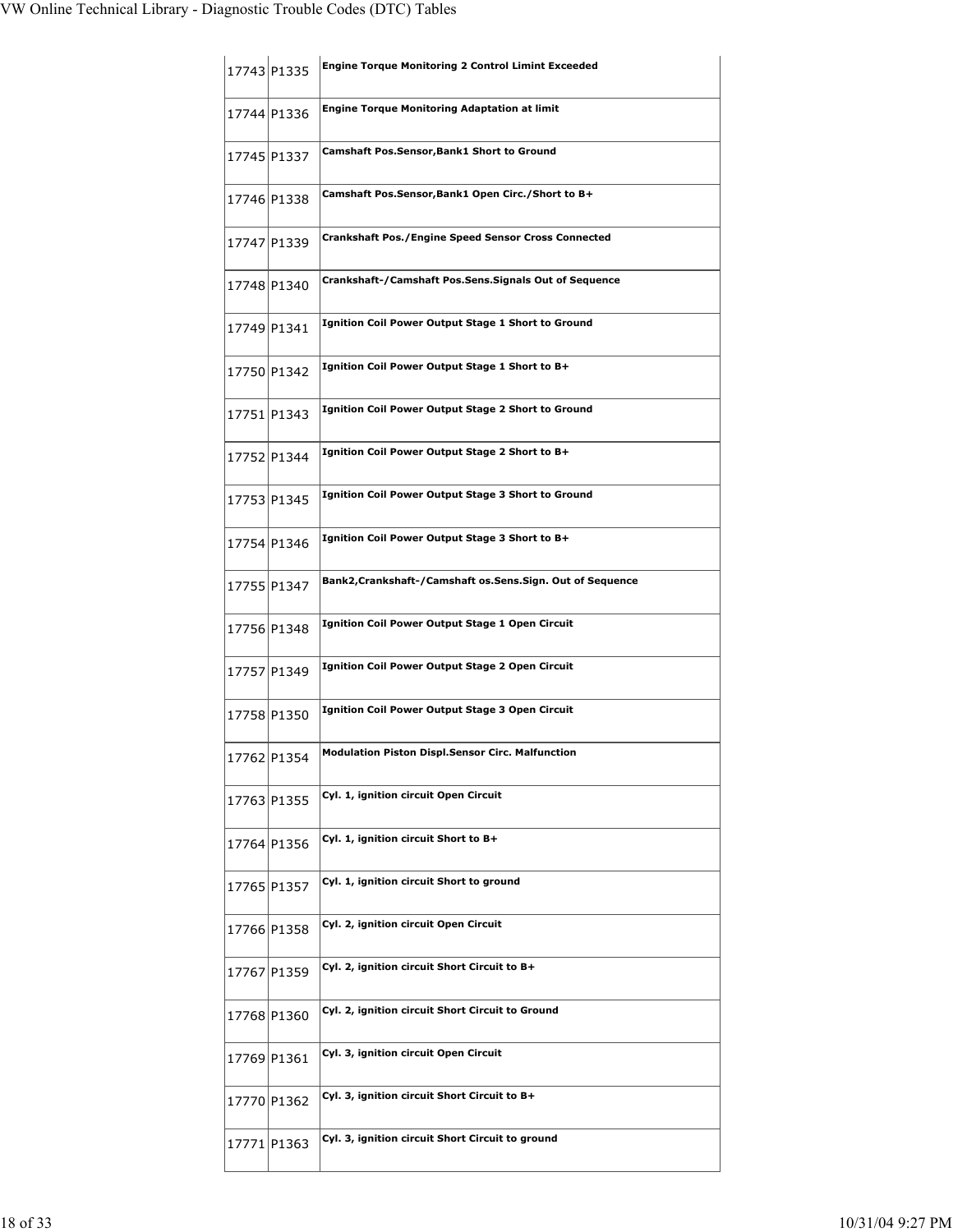| | | |
|---|---|---|
| 17743 | P1335 | **Engine Torque Monitoring 2 Control Limint Exceeded** |
| 17744 | P1336 | **Engine Torque Monitoring Adaptation at limit** |
| 17745 | P1337 | **Camshaft Pos.Sensor,Bank1 Short to Ground** |
| 17746 | P1338 | **Camshaft Pos.Sensor,Bank1 Open Circ./Short to B+** |
| 17747 | P1339 | **Crankshaft Pos./Engine Speed Sensor Cross Connected** |
| 17748 | P1340 | **Crankshaft-/Camshaft Pos.Sens.Signals Out of Sequence** |
| 17749 | P1341 | **Ignition Coil Power Output Stage 1 Short to Ground** |
| 17750 | P1342 | **Ignition Coil Power Output Stage 1 Short to B+** |
| 17751 | P1343 | **Ignition Coil Power Output Stage 2 Short to Ground** |
| 17752 | P1344 | **Ignition Coil Power Output Stage 2 Short to B+** |
| 17753 | P1345 | **Ignition Coil Power Output Stage 3 Short to Ground** |
| 17754 | P1346 | **Ignition Coil Power Output Stage 3 Short to B+** |
| 17755 | P1347 | **Bank2,Crankshaft-/Camshaft os.Sens.Sign. Out of Sequence** |
| 17756 | P1348 | **Ignition Coil Power Output Stage 1 Open Circuit** |
| 17757 | P1349 | **Ignition Coil Power Output Stage 2 Open Circuit** |
| 17758 | P1350 | **Ignition Coil Power Output Stage 3 Open Circuit** |
| 17762 | P1354 | **Modulation Piston Displ.Sensor Circ. Malfunction** |
| 17763 | P1355 | **Cyl. 1, ignition circuit Open Circuit** |
| 17764 | P1356 | **Cyl. 1, ignition circuit Short to B+** |
| 17765 | P1357 | **Cyl. 1, ignition circuit Short to ground** |
| 17766 | P1358 | **Cyl. 2, ignition circuit Open Circuit** |
| 17767 | P1359 | **Cyl. 2, ignition circuit Short Circuit to B+** |
| 17768 | P1360 | **Cyl. 2, ignition circuit Short Circuit to Ground** |
| 17769 | P1361 | **Cyl. 3, ignition circuit Open Circuit** |
| 17770 | P1362 | **Cyl. 3, ignition circuit Short Circuit to B+** |
| 17771 | P1363 | **Cyl. 3, ignition circuit Short Circuit to ground** |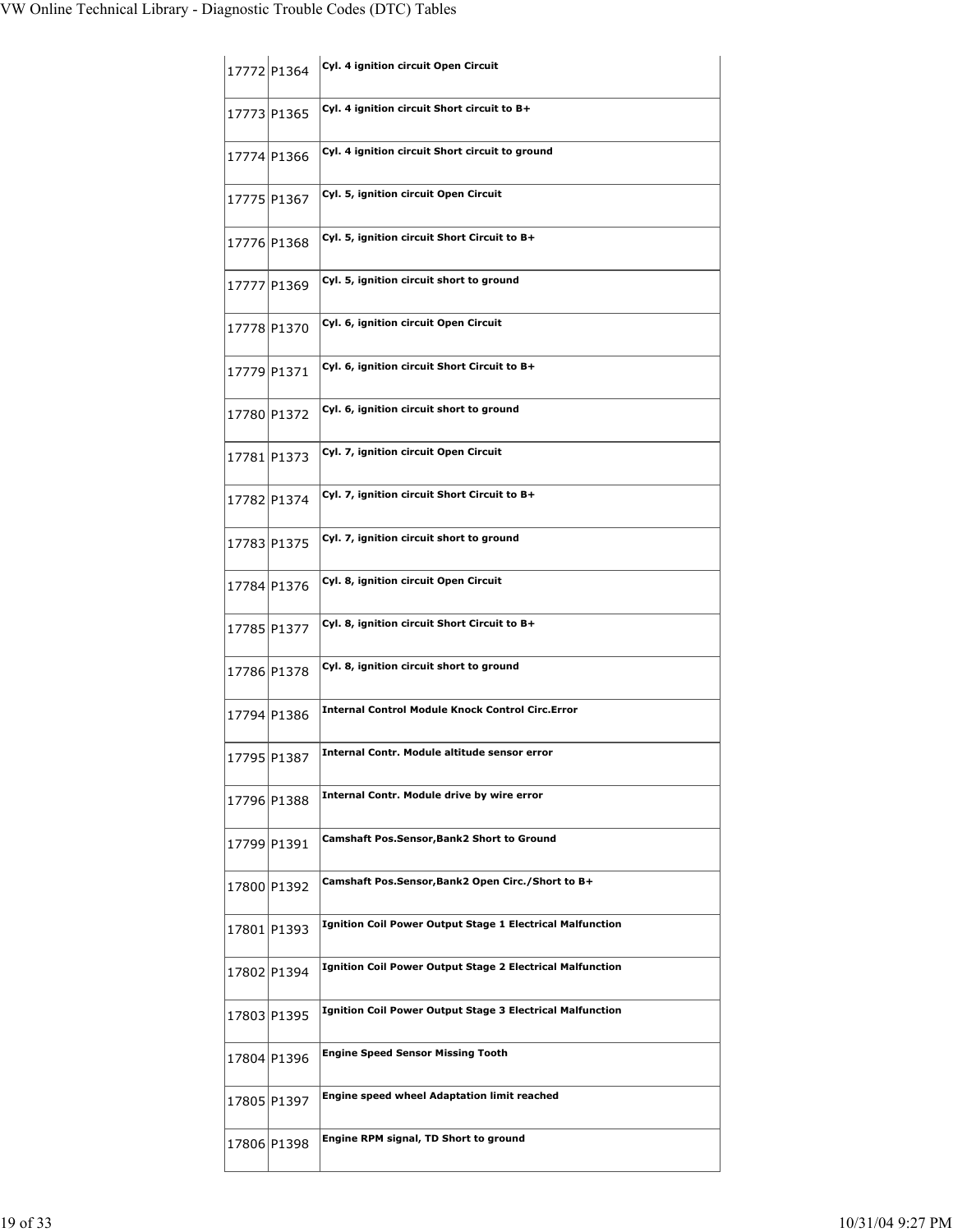| | | |
|---|---|---|
| 17772 | P1364 | **Cyl. 4 ignition circuit Open Circuit** |
| 17773 | P1365 | **Cyl. 4 ignition circuit Short circuit to B+** |
| 17774 | P1366 | **Cyl. 4 ignition circuit Short circuit to ground** |
| 17775 | P1367 | **Cyl. 5, ignition circuit Open Circuit** |
| 17776 | P1368 | **Cyl. 5, ignition circuit Short Circuit to B+** |
| 17777 | P1369 | **Cyl. 5, ignition circuit short to ground** |
| 17778 | P1370 | **Cyl. 6, ignition circuit Open Circuit** |
| 17779 | P1371 | **Cyl. 6, ignition circuit Short Circuit to B+** |
| 17780 | P1372 | **Cyl. 6, ignition circuit short to ground** |
| 17781 | P1373 | **Cyl. 7, ignition circuit Open Circuit** |
| 17782 | P1374 | **Cyl. 7, ignition circuit Short Circuit to B+** |
| 17783 | P1375 | **Cyl. 7, ignition circuit short to ground** |
| 17784 | P1376 | **Cyl. 8, ignition circuit Open Circuit** |
| 17785 | P1377 | **Cyl. 8, ignition circuit Short Circuit to B+** |
| 17786 | P1378 | **Cyl. 8, ignition circuit short to ground** |
| 17794 | P1386 | **Internal Control Module Knock Control Circ.Error** |
| 17795 | P1387 | **Internal Contr. Module altitude sensor error** |
| 17796 | P1388 | **Internal Contr. Module drive by wire error** |
| 17799 | P1391 | **Camshaft Pos.Sensor,Bank2 Short to Ground** |
| 17800 | P1392 | **Camshaft Pos.Sensor,Bank2 Open Circ./Short to B+** |
| 17801 | P1393 | **Ignition Coil Power Output Stage 1 Electrical Malfunction** |
| 17802 | P1394 | **Ignition Coil Power Output Stage 2 Electrical Malfunction** |
| 17803 | P1395 | **Ignition Coil Power Output Stage 3 Electrical Malfunction** |
| 17804 | P1396 | **Engine Speed Sensor Missing Tooth** |
| 17805 | P1397 | **Engine speed wheel Adaptation limit reached** |
| 17806 | P1398 | **Engine RPM signal, TD Short to ground** |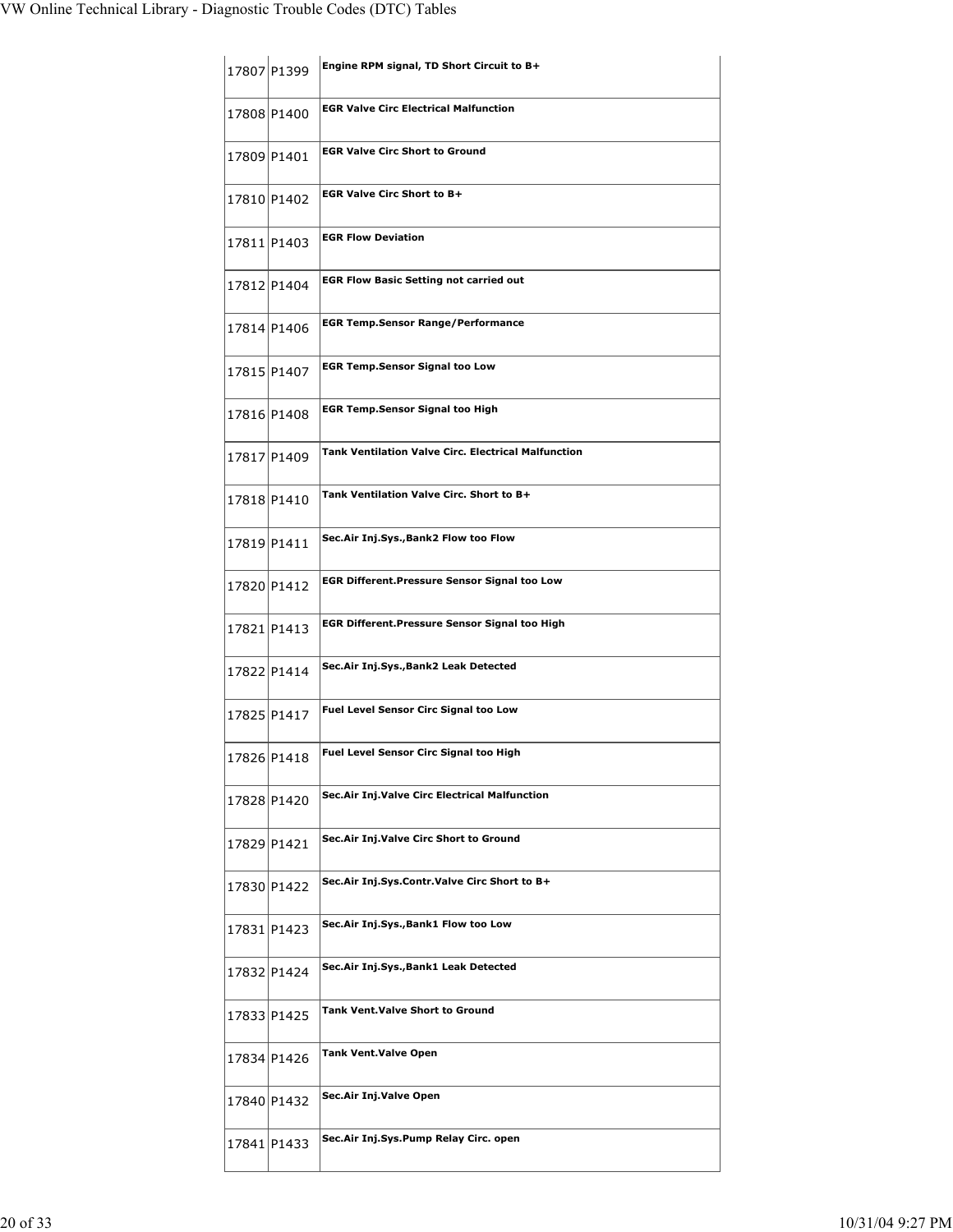| | | |
|---|---|---|
| 17807 | P1399 | **Engine RPM signal, TD Short Circuit to B+** |
| 17808 | P1400 | **EGR Valve Circ Electrical Malfunction** |
| 17809 | P1401 | **EGR Valve Circ Short to Ground** |
| 17810 | P1402 | **EGR Valve Circ Short to B+** |
| 17811 | P1403 | **EGR Flow Deviation** |
| 17812 | P1404 | **EGR Flow Basic Setting not carried out** |
| 17814 | P1406 | **EGR Temp.Sensor Range/Performance** |
| 17815 | P1407 | **EGR Temp.Sensor Signal too Low** |
| 17816 | P1408 | **EGR Temp.Sensor Signal too High** |
| 17817 | P1409 | **Tank Ventilation Valve Circ. Electrical Malfunction** |
| 17818 | P1410 | **Tank Ventilation Valve Circ. Short to B+** |
| 17819 | P1411 | **Sec.Air Inj.Sys.,Bank2 Flow too Flow** |
| 17820 | P1412 | **EGR Different.Pressure Sensor Signal too Low** |
| 17821 | P1413 | **EGR Different.Pressure Sensor Signal too High** |
| 17822 | P1414 | **Sec.Air Inj.Sys.,Bank2 Leak Detected** |
| 17825 | P1417 | **Fuel Level Sensor Circ Signal too Low** |
| 17826 | P1418 | **Fuel Level Sensor Circ Signal too High** |
| 17828 | P1420 | **Sec.Air Inj.Valve Circ Electrical Malfunction** |
| 17829 | P1421 | **Sec.Air Inj.Valve Circ Short to Ground** |
| 17830 | P1422 | **Sec.Air Inj.Sys.Contr.Valve Circ Short to B+** |
| 17831 | P1423 | **Sec.Air Inj.Sys.,Bank1 Flow too Low** |
| 17832 | P1424 | **Sec.Air Inj.Sys.,Bank1 Leak Detected** |
| 17833 | P1425 | **Tank Vent.Valve Short to Ground** |
| 17834 | P1426 | **Tank Vent.Valve Open** |
| 17840 | P1432 | **Sec.Air Inj.Valve Open** |
| 17841 | P1433 | **Sec.Air Inj.Sys.Pump Relay Circ. open** |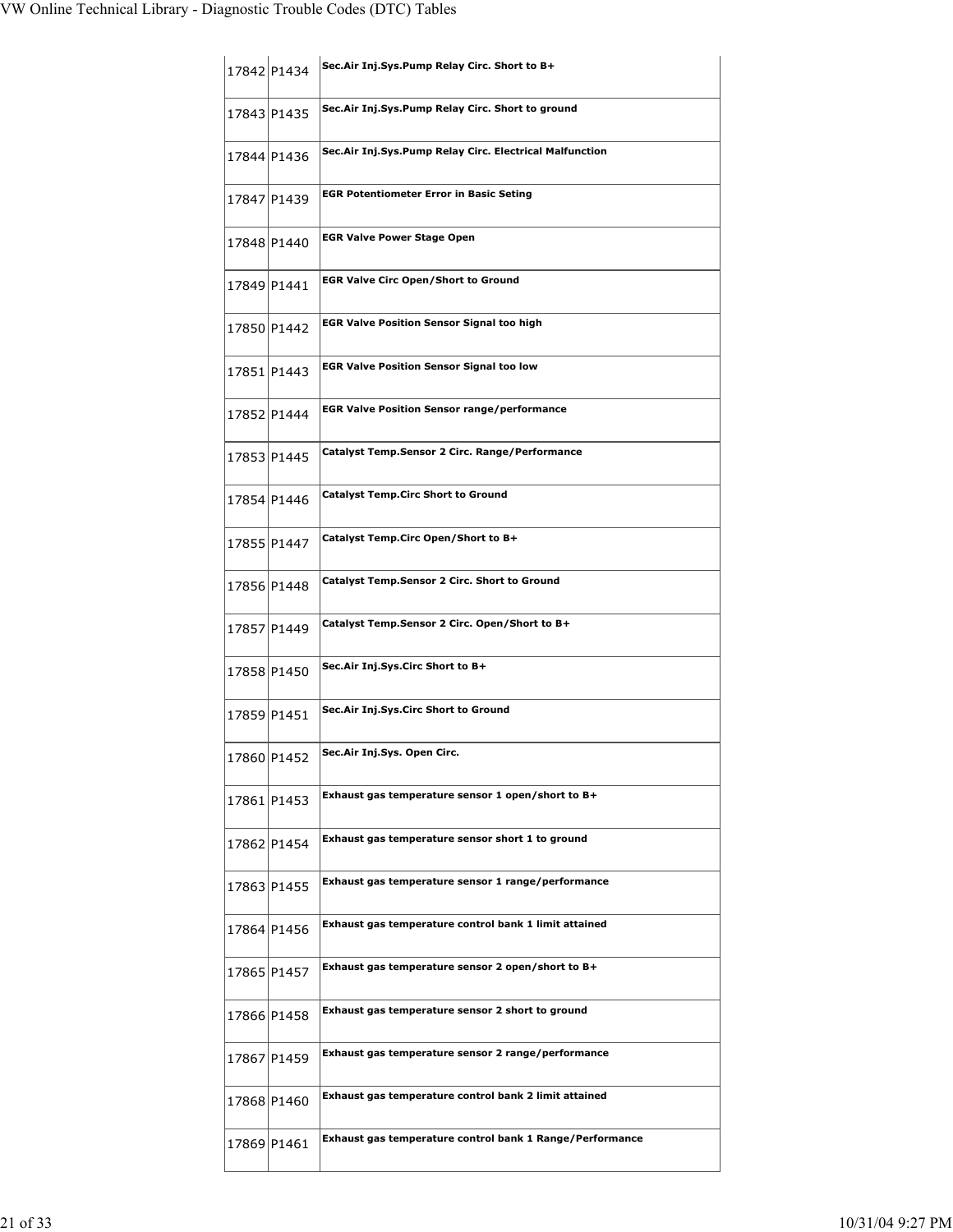| | | |
|---|---|---|
| 17842 | P1434 | **Sec.Air Inj.Sys.Pump Relay Circ. Short to B+** |
| 17843 | P1435 | **Sec.Air Inj.Sys.Pump Relay Circ. Short to ground** |
| 17844 | P1436 | **Sec.Air Inj.Sys.Pump Relay Circ. Electrical Malfunction** |
| 17847 | P1439 | **EGR Potentiometer Error in Basic Seting** |
| 17848 | P1440 | **EGR Valve Power Stage Open** |
| 17849 | P1441 | **EGR Valve Circ Open/Short to Ground** |
| 17850 | P1442 | **EGR Valve Position Sensor Signal too high** |
| 17851 | P1443 | **EGR Valve Position Sensor Signal too low** |
| 17852 | P1444 | **EGR Valve Position Sensor range/performance** |
| 17853 | P1445 | **Catalyst Temp.Sensor 2 Circ. Range/Performance** |
| 17854 | P1446 | **Catalyst Temp.Circ Short to Ground** |
| 17855 | P1447 | **Catalyst Temp.Circ Open/Short to B+** |
| 17856 | P1448 | **Catalyst Temp.Sensor 2 Circ. Short to Ground** |
| 17857 | P1449 | **Catalyst Temp.Sensor 2 Circ. Open/Short to B+** |
| 17858 | P1450 | **Sec.Air Inj.Sys.Circ Short to B+** |
| 17859 | P1451 | **Sec.Air Inj.Sys.Circ Short to Ground** |
| 17860 | P1452 | **Sec.Air Inj.Sys. Open Circ.** |
| 17861 | P1453 | **Exhaust gas temperature sensor 1 open/short to B+** |
| 17862 | P1454 | **Exhaust gas temperature sensor short 1 to ground** |
| 17863 | P1455 | **Exhaust gas temperature sensor 1 range/performance** |
| 17864 | P1456 | **Exhaust gas temperature control bank 1 limit attained** |
| 17865 | P1457 | **Exhaust gas temperature sensor 2 open/short to B+** |
| 17866 | P1458 | **Exhaust gas temperature sensor 2 short to ground** |
| 17867 | P1459 | **Exhaust gas temperature sensor 2 range/performance** |
| 17868 | P1460 | **Exhaust gas temperature control bank 2 limit attained** |
| 17869 | P1461 | **Exhaust gas temperature control bank 1 Range/Performance** |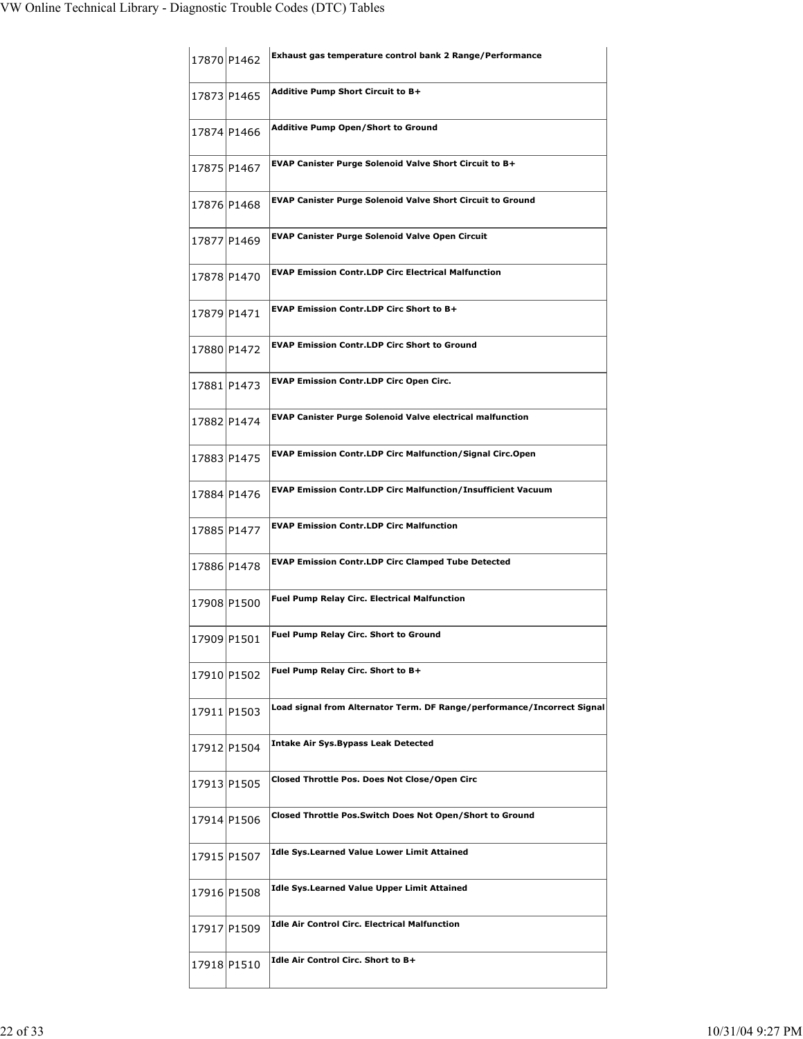| | | |
|---|---|---|
| 17870 | P1462 | **Exhaust gas temperature control bank 2 Range/Performance** |
| 17873 | P1465 | **Additive Pump Short Circuit to B+** |
| 17874 | P1466 | **Additive Pump Open/Short to Ground** |
| 17875 | P1467 | **EVAP Canister Purge Solenoid Valve Short Circuit to B+** |
| 17876 | P1468 | **EVAP Canister Purge Solenoid Valve Short Circuit to Ground** |
| 17877 | P1469 | **EVAP Canister Purge Solenoid Valve Open Circuit** |
| 17878 | P1470 | **EVAP Emission Contr.LDP Circ Electrical Malfunction** |
| 17879 | P1471 | **EVAP Emission Contr.LDP Circ Short to B+** |
| 17880 | P1472 | **EVAP Emission Contr.LDP Circ Short to Ground** |
| 17881 | P1473 | **EVAP Emission Contr.LDP Circ Open Circ.** |
| 17882 | P1474 | **EVAP Canister Purge Solenoid Valve electrical malfunction** |
| 17883 | P1475 | **EVAP Emission Contr.LDP Circ Malfunction/Signal Circ.Open** |
| 17884 | P1476 | **EVAP Emission Contr.LDP Circ Malfunction/Insufficient Vacuum** |
| 17885 | P1477 | **EVAP Emission Contr.LDP Circ Malfunction** |
| 17886 | P1478 | **EVAP Emission Contr.LDP Circ Clamped Tube Detected** |
| 17908 | P1500 | **Fuel Pump Relay Circ. Electrical Malfunction** |
| 17909 | P1501 | **Fuel Pump Relay Circ. Short to Ground** |
| 17910 | P1502 | **Fuel Pump Relay Circ. Short to B+** |
| 17911 | P1503 | **Load signal from Alternator Term. DF Range/performance/Incorrect Signal** |
| 17912 | P1504 | **Intake Air Sys.Bypass Leak Detected** |
| 17913 | P1505 | **Closed Throttle Pos. Does Not Close/Open Circ** |
| 17914 | P1506 | **Closed Throttle Pos.Switch Does Not Open/Short to Ground** |
| 17915 | P1507 | **Idle Sys.Learned Value Lower Limit Attained** |
| 17916 | P1508 | **Idle Sys.Learned Value Upper Limit Attained** |
| 17917 | P1509 | **Idle Air Control Circ. Electrical Malfunction** |
| 17918 | P1510 | **Idle Air Control Circ. Short to B+** |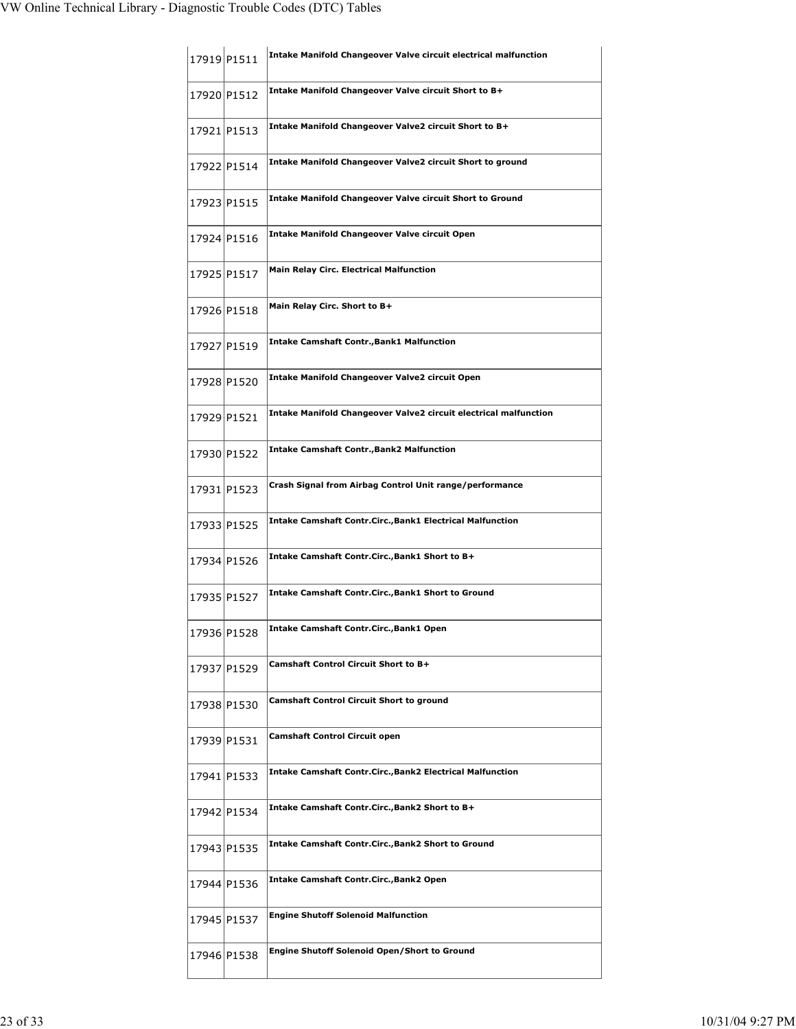| | | |
|---|---|---|
| 17919 | P1511 | **Intake Manifold Changeover Valve circuit electrical malfunction** |
| 17920 | P1512 | **Intake Manifold Changeover Valve circuit Short to B+** |
| 17921 | P1513 | **Intake Manifold Changeover Valve2 circuit Short to B+** |
| 17922 | P1514 | **Intake Manifold Changeover Valve2 circuit Short to ground** |
| 17923 | P1515 | **Intake Manifold Changeover Valve circuit Short to Ground** |
| 17924 | P1516 | **Intake Manifold Changeover Valve circuit Open** |
| 17925 | P1517 | **Main Relay Circ. Electrical Malfunction** |
| 17926 | P1518 | **Main Relay Circ. Short to B+** |
| 17927 | P1519 | **Intake Camshaft Contr.,Bank1 Malfunction** |
| 17928 | P1520 | **Intake Manifold Changeover Valve2 circuit Open** |
| 17929 | P1521 | **Intake Manifold Changeover Valve2 circuit electrical malfunction** |
| 17930 | P1522 | **Intake Camshaft Contr.,Bank2 Malfunction** |
| 17931 | P1523 | **Crash Signal from Airbag Control Unit range/performance** |
| 17933 | P1525 | **Intake Camshaft Contr.Circ.,Bank1 Electrical Malfunction** |
| 17934 | P1526 | **Intake Camshaft Contr.Circ.,Bank1 Short to B+** |
| 17935 | P1527 | **Intake Camshaft Contr.Circ.,Bank1 Short to Ground** |
| 17936 | P1528 | **Intake Camshaft Contr.Circ.,Bank1 Open** |
| 17937 | P1529 | **Camshaft Control Circuit Short to B+** |
| 17938 | P1530 | **Camshaft Control Circuit Short to ground** |
| 17939 | P1531 | **Camshaft Control Circuit open** |
| 17941 | P1533 | **Intake Camshaft Contr.Circ.,Bank2 Electrical Malfunction** |
| 17942 | P1534 | **Intake Camshaft Contr.Circ.,Bank2 Short to B+** |
| 17943 | P1535 | **Intake Camshaft Contr.Circ.,Bank2 Short to Ground** |
| 17944 | P1536 | **Intake Camshaft Contr.Circ.,Bank2 Open** |
| 17945 | P1537 | **Engine Shutoff Solenoid Malfunction** |
| 17946 | P1538 | **Engine Shutoff Solenoid Open/Short to Ground** |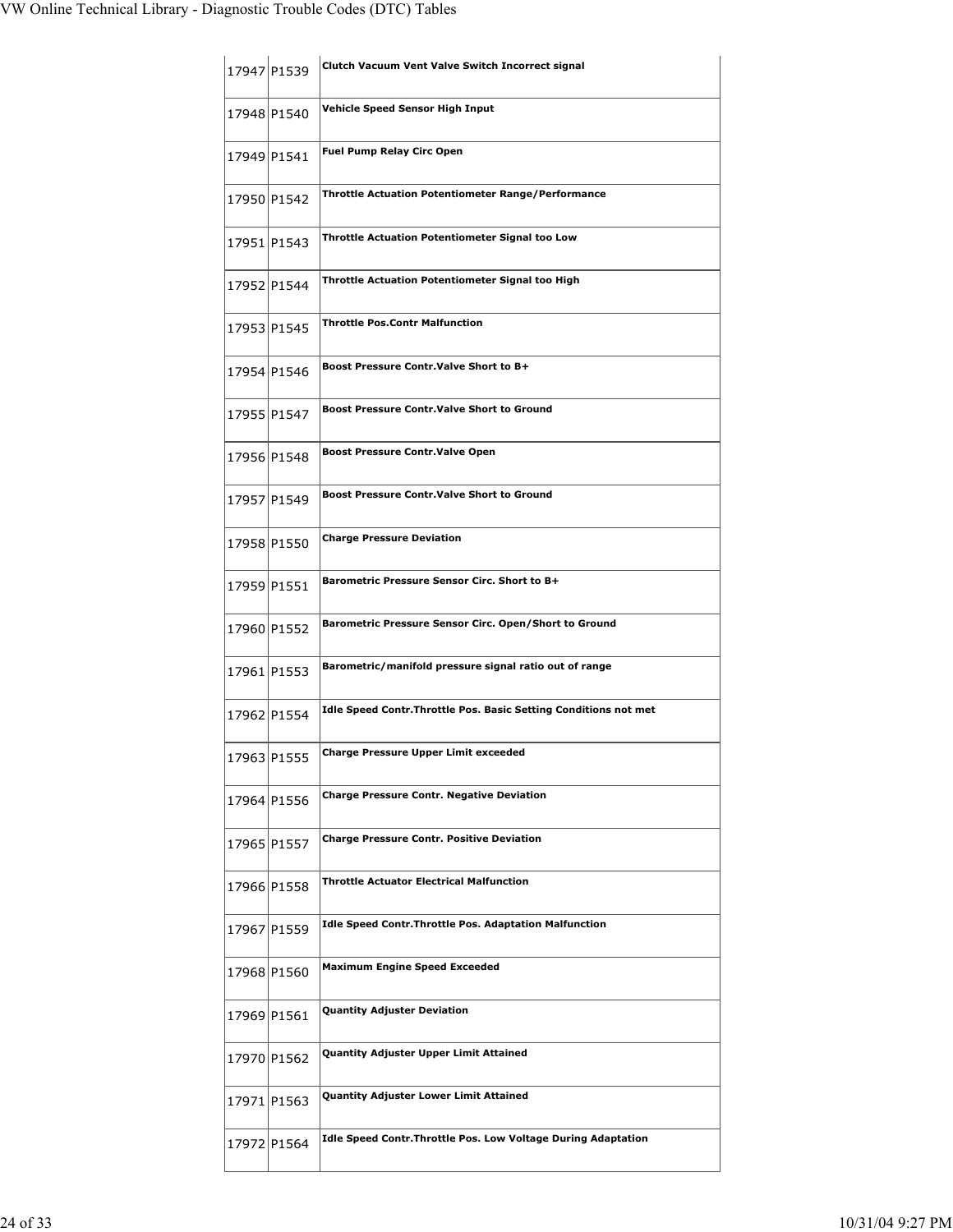| | | |
|---|---|---|
| 17947 | P1539 | **Clutch Vacuum Vent Valve Switch Incorrect signal** |
| 17948 | P1540 | **Vehicle Speed Sensor High Input** |
| 17949 | P1541 | **Fuel Pump Relay Circ Open** |
| 17950 | P1542 | **Throttle Actuation Potentiometer Range/Performance** |
| 17951 | P1543 | **Throttle Actuation Potentiometer Signal too Low** |
| 17952 | P1544 | **Throttle Actuation Potentiometer Signal too High** |
| 17953 | P1545 | **Throttle Pos.Contr Malfunction** |
| 17954 | P1546 | **Boost Pressure Contr.Valve Short to B+** |
| 17955 | P1547 | **Boost Pressure Contr.Valve Short to Ground** |
| 17956 | P1548 | **Boost Pressure Contr.Valve Open** |
| 17957 | P1549 | **Boost Pressure Contr.Valve Short to Ground** |
| 17958 | P1550 | **Charge Pressure Deviation** |
| 17959 | P1551 | **Barometric Pressure Sensor Circ. Short to B+** |
| 17960 | P1552 | **Barometric Pressure Sensor Circ. Open/Short to Ground** |
| 17961 | P1553 | **Barometric/manifold pressure signal ratio out of range** |
| 17962 | P1554 | **Idle Speed Contr.Throttle Pos. Basic Setting Conditions not met** |
| 17963 | P1555 | **Charge Pressure Upper Limit exceeded** |
| 17964 | P1556 | **Charge Pressure Contr. Negative Deviation** |
| 17965 | P1557 | **Charge Pressure Contr. Positive Deviation** |
| 17966 | P1558 | **Throttle Actuator Electrical Malfunction** |
| 17967 | P1559 | **Idle Speed Contr.Throttle Pos. Adaptation Malfunction** |
| 17968 | P1560 | **Maximum Engine Speed Exceeded** |
| 17969 | P1561 | **Quantity Adjuster Deviation** |
| 17970 | P1562 | **Quantity Adjuster Upper Limit Attained** |
| 17971 | P1563 | **Quantity Adjuster Lower Limit Attained** |
| 17972 | P1564 | **Idle Speed Contr.Throttle Pos. Low Voltage During Adaptation** |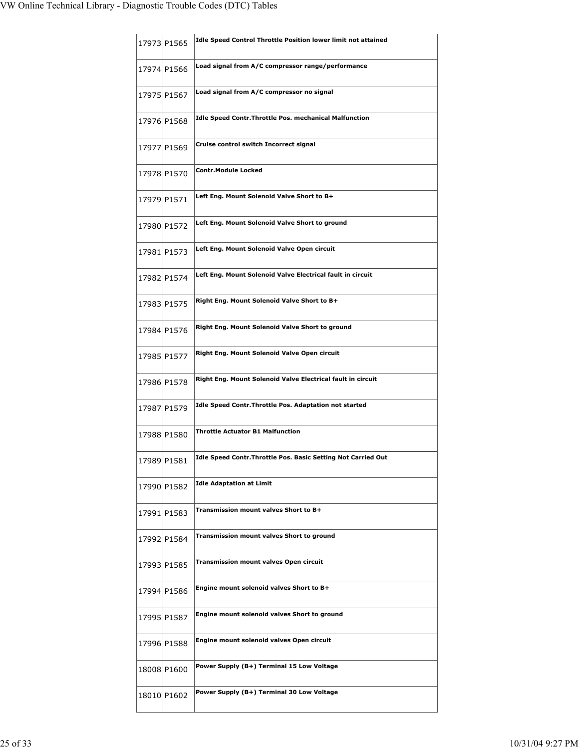| | | |
|---|---|---|
| 17973 | P1565 | **Idle Speed Control Throttle Position lower limit not attained** |
| 17974 | P1566 | **Load signal from A/C compressor range/performance** |
| 17975 | P1567 | **Load signal from A/C compressor no signal** |
| 17976 | P1568 | **Idle Speed Contr.Throttle Pos. mechanical Malfunction** |
| 17977 | P1569 | **Cruise control switch Incorrect signal** |
| 17978 | P1570 | **Contr.Module Locked** |
| 17979 | P1571 | **Left Eng. Mount Solenoid Valve Short to B+** |
| 17980 | P1572 | **Left Eng. Mount Solenoid Valve Short to ground** |
| 17981 | P1573 | **Left Eng. Mount Solenoid Valve Open circuit** |
| 17982 | P1574 | **Left Eng. Mount Solenoid Valve Electrical fault in circuit** |
| 17983 | P1575 | **Right Eng. Mount Solenoid Valve Short to B+** |
| 17984 | P1576 | **Right Eng. Mount Solenoid Valve Short to ground** |
| 17985 | P1577 | **Right Eng. Mount Solenoid Valve Open circuit** |
| 17986 | P1578 | **Right Eng. Mount Solenoid Valve Electrical fault in circuit** |
| 17987 | P1579 | **Idle Speed Contr.Throttle Pos. Adaptation not started** |
| 17988 | P1580 | **Throttle Actuator B1 Malfunction** |
| 17989 | P1581 | **Idle Speed Contr.Throttle Pos. Basic Setting Not Carried Out** |
| 17990 | P1582 | **Idle Adaptation at Limit** |
| 17991 | P1583 | **Transmission mount valves Short to B+** |
| 17992 | P1584 | **Transmission mount valves Short to ground** |
| 17993 | P1585 | **Transmission mount valves Open circuit** |
| 17994 | P1586 | **Engine mount solenoid valves Short to B+** |
| 17995 | P1587 | **Engine mount solenoid valves Short to ground** |
| 17996 | P1588 | **Engine mount solenoid valves Open circuit** |
| 18008 | P1600 | **Power Supply (B+) Terminal 15 Low Voltage** |
| 18010 | P1602 | **Power Supply (B+) Terminal 30 Low Voltage** |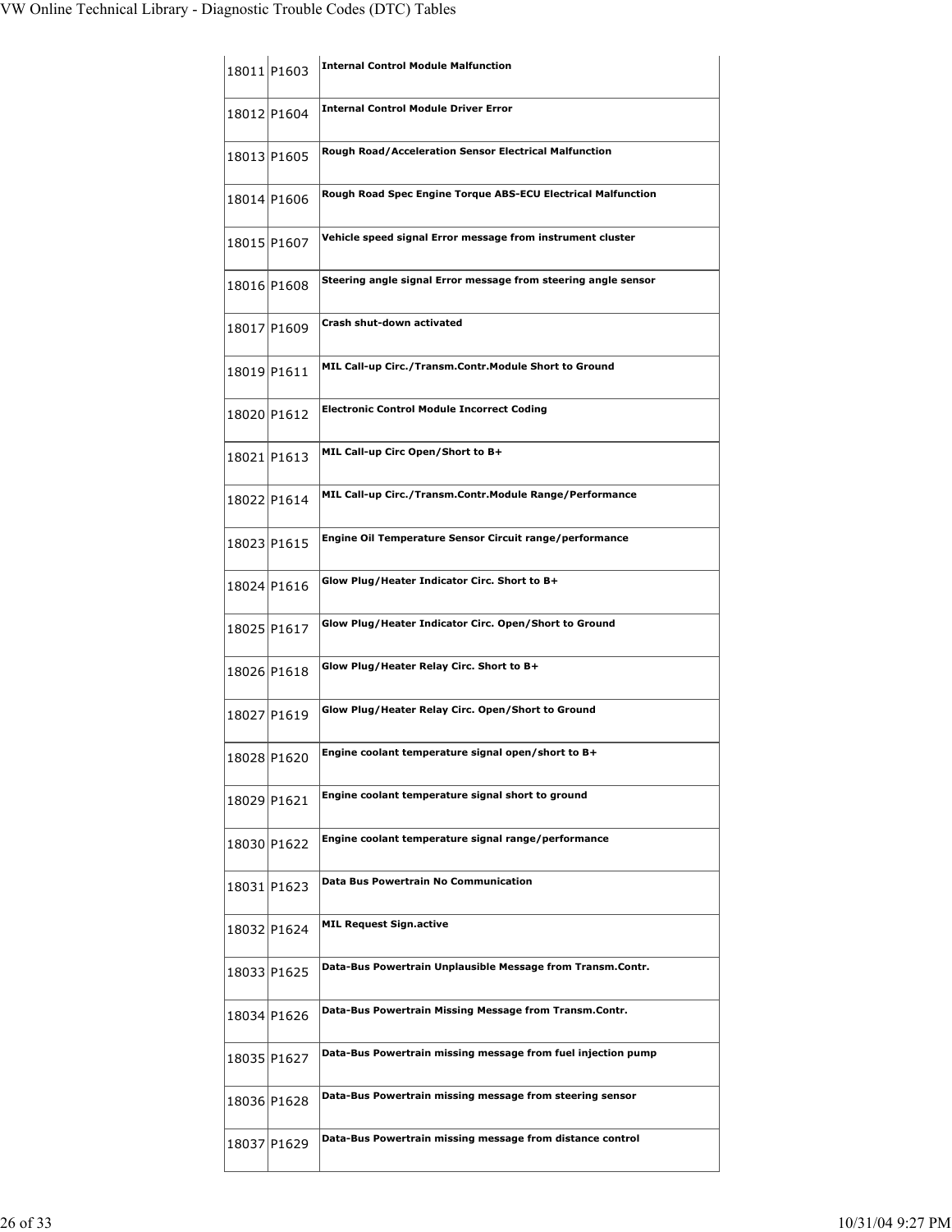| | | |
|---|---|---|
| 18011 | P1603 | **Internal Control Module Malfunction** |
| 18012 | P1604 | **Internal Control Module Driver Error** |
| 18013 | P1605 | **Rough Road/Acceleration Sensor Electrical Malfunction** |
| 18014 | P1606 | **Rough Road Spec Engine Torque ABS-ECU Electrical Malfunction** |
| 18015 | P1607 | **Vehicle speed signal Error message from instrument cluster** |
| 18016 | P1608 | **Steering angle signal Error message from steering angle sensor** |
| 18017 | P1609 | **Crash shut-down activated** |
| 18019 | P1611 | **MIL Call-up Circ./Transm.Contr.Module Short to Ground** |
| 18020 | P1612 | **Electronic Control Module Incorrect Coding** |
| 18021 | P1613 | **MIL Call-up Circ Open/Short to B+** |
| 18022 | P1614 | **MIL Call-up Circ./Transm.Contr.Module Range/Performance** |
| 18023 | P1615 | **Engine Oil Temperature Sensor Circuit range/performance** |
| 18024 | P1616 | **Glow Plug/Heater Indicator Circ. Short to B+** |
| 18025 | P1617 | **Glow Plug/Heater Indicator Circ. Open/Short to Ground** |
| 18026 | P1618 | **Glow Plug/Heater Relay Circ. Short to B+** |
| 18027 | P1619 | **Glow Plug/Heater Relay Circ. Open/Short to Ground** |
| 18028 | P1620 | **Engine coolant temperature signal open/short to B+** |
| 18029 | P1621 | **Engine coolant temperature signal short to ground** |
| 18030 | P1622 | **Engine coolant temperature signal range/performance** |
| 18031 | P1623 | **Data Bus Powertrain No Communication** |
| 18032 | P1624 | **MIL Request Sign.active** |
| 18033 | P1625 | **Data-Bus Powertrain Unplausible Message from Transm.Contr.** |
| 18034 | P1626 | **Data-Bus Powertrain Missing Message from Transm.Contr.** |
| 18035 | P1627 | **Data-Bus Powertrain missing message from fuel injection pump** |
| 18036 | P1628 | **Data-Bus Powertrain missing message from steering sensor** |
| 18037 | P1629 | **Data-Bus Powertrain missing message from distance control** |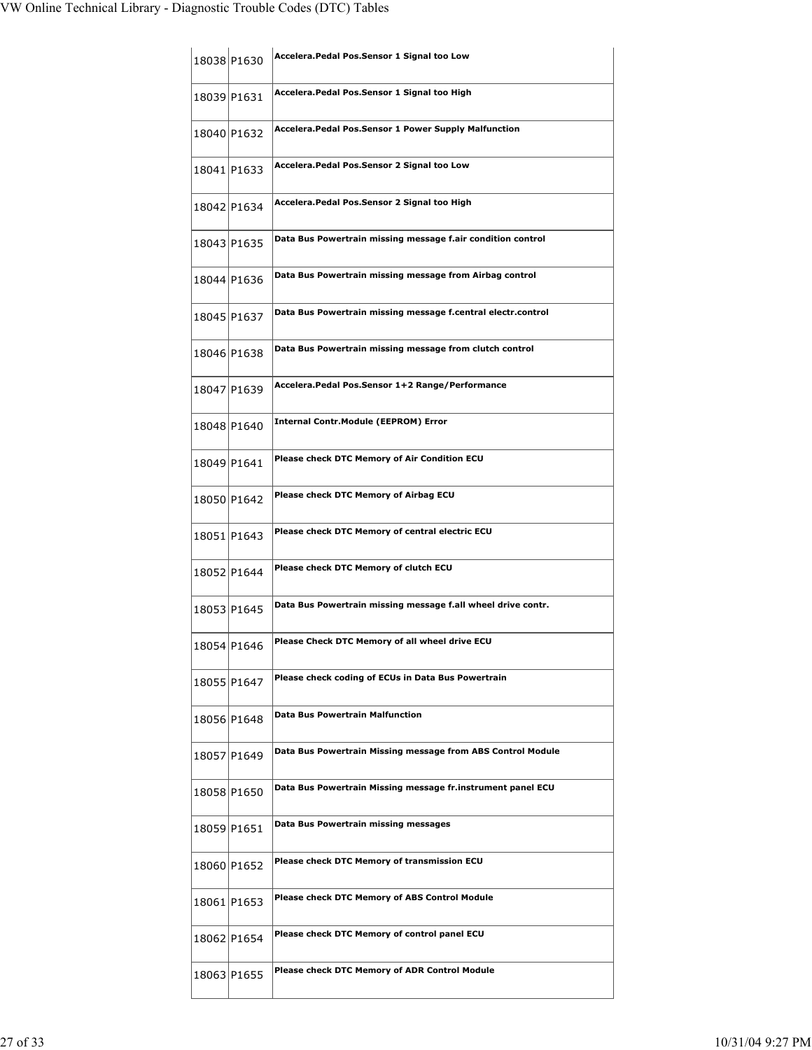| | | |
|---|---|---|
| 18038 | P1630 | **Accelera.Pedal Pos.Sensor 1 Signal too Low** |
| 18039 | P1631 | **Accelera.Pedal Pos.Sensor 1 Signal too High** |
| 18040 | P1632 | **Accelera.Pedal Pos.Sensor 1 Power Supply Malfunction** |
| 18041 | P1633 | **Accelera.Pedal Pos.Sensor 2 Signal too Low** |
| 18042 | P1634 | **Accelera.Pedal Pos.Sensor 2 Signal too High** |
| 18043 | P1635 | **Data Bus Powertrain missing message f.air condition control** |
| 18044 | P1636 | **Data Bus Powertrain missing message from Airbag control** |
| 18045 | P1637 | **Data Bus Powertrain missing message f.central electr.control** |
| 18046 | P1638 | **Data Bus Powertrain missing message from clutch control** |
| 18047 | P1639 | **Accelera.Pedal Pos.Sensor 1+2 Range/Performance** |
| 18048 | P1640 | **Internal Contr.Module (EEPROM) Error** |
| 18049 | P1641 | **Please check DTC Memory of Air Condition ECU** |
| 18050 | P1642 | **Please check DTC Memory of Airbag ECU** |
| 18051 | P1643 | **Please check DTC Memory of central electric ECU** |
| 18052 | P1644 | **Please check DTC Memory of clutch ECU** |
| 18053 | P1645 | **Data Bus Powertrain missing message f.all wheel drive contr.** |
| 18054 | P1646 | **Please Check DTC Memory of all wheel drive ECU** |
| 18055 | P1647 | **Please check coding of ECUs in Data Bus Powertrain** |
| 18056 | P1648 | **Data Bus Powertrain Malfunction** |
| 18057 | P1649 | **Data Bus Powertrain Missing message from ABS Control Module** |
| 18058 | P1650 | **Data Bus Powertrain Missing message fr.instrument panel ECU** |
| 18059 | P1651 | **Data Bus Powertrain missing messages** |
| 18060 | P1652 | **Please check DTC Memory of transmission ECU** |
| 18061 | P1653 | **Please check DTC Memory of ABS Control Module** |
| 18062 | P1654 | **Please check DTC Memory of control panel ECU** |
| 18063 | P1655 | **Please check DTC Memory of ADR Control Module** |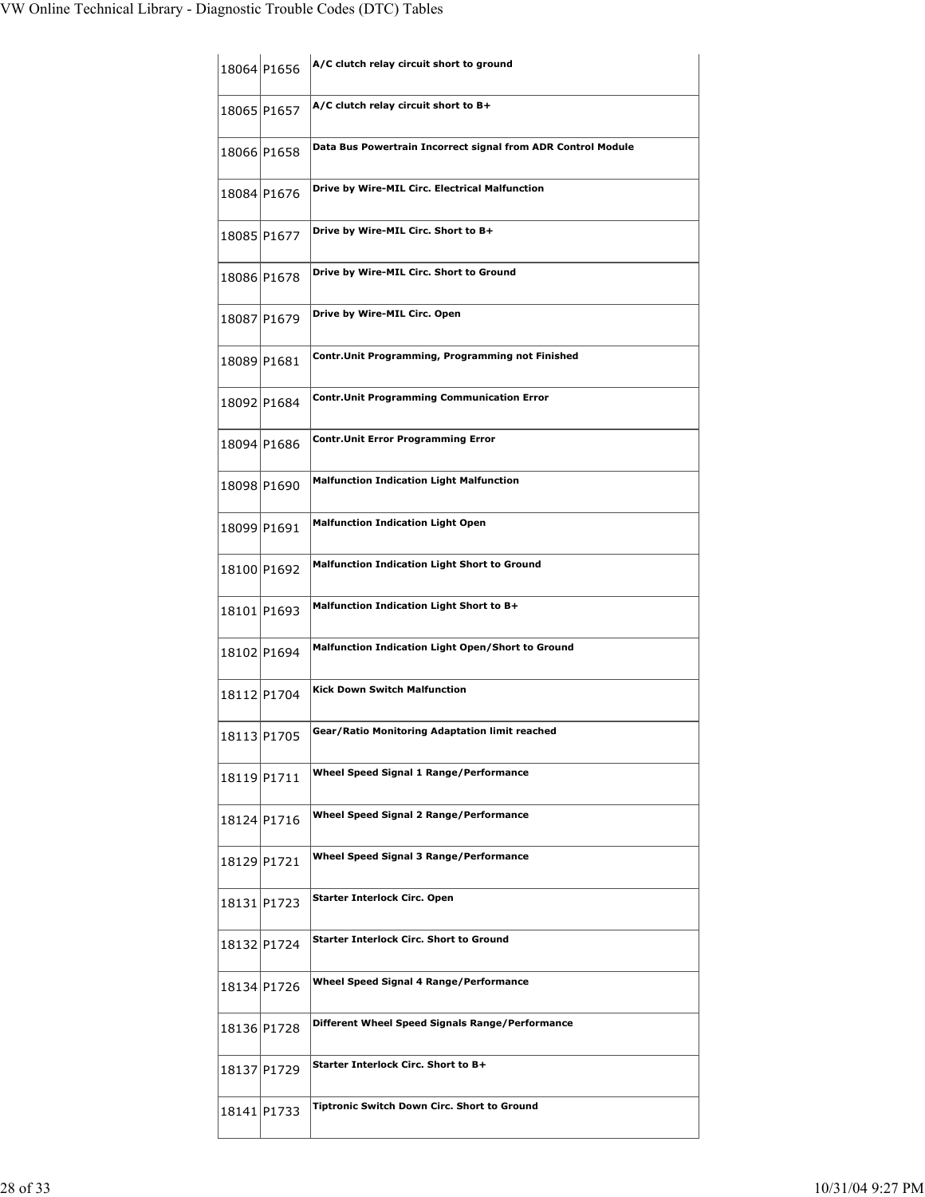| | | |
|---|---|---|
| 18064 | P1656 | **A/C clutch relay circuit short to ground** |
| 18065 | P1657 | **A/C clutch relay circuit short to B+** |
| 18066 | P1658 | **Data Bus Powertrain Incorrect signal from ADR Control Module** |
| 18084 | P1676 | **Drive by Wire-MIL Circ. Electrical Malfunction** |
| 18085 | P1677 | **Drive by Wire-MIL Circ. Short to B+** |
| 18086 | P1678 | **Drive by Wire-MIL Circ. Short to Ground** |
| 18087 | P1679 | **Drive by Wire-MIL Circ. Open** |
| 18089 | P1681 | **Contr.Unit Programming, Programming not Finished** |
| 18092 | P1684 | **Contr.Unit Programming Communication Error** |
| 18094 | P1686 | **Contr.Unit Error Programming Error** |
| 18098 | P1690 | **Malfunction Indication Light Malfunction** |
| 18099 | P1691 | **Malfunction Indication Light Open** |
| 18100 | P1692 | **Malfunction Indication Light Short to Ground** |
| 18101 | P1693 | **Malfunction Indication Light Short to B+** |
| 18102 | P1694 | **Malfunction Indication Light Open/Short to Ground** |
| 18112 | P1704 | **Kick Down Switch Malfunction** |
| 18113 | P1705 | **Gear/Ratio Monitoring Adaptation limit reached** |
| 18119 | P1711 | **Wheel Speed Signal 1 Range/Performance** |
| 18124 | P1716 | **Wheel Speed Signal 2 Range/Performance** |
| 18129 | P1721 | **Wheel Speed Signal 3 Range/Performance** |
| 18131 | P1723 | **Starter Interlock Circ. Open** |
| 18132 | P1724 | **Starter Interlock Circ. Short to Ground** |
| 18134 | P1726 | **Wheel Speed Signal 4 Range/Performance** |
| 18136 | P1728 | **Different Wheel Speed Signals Range/Performance** |
| 18137 | P1729 | **Starter Interlock Circ. Short to B+** |
| 18141 | P1733 | **Tiptronic Switch Down Circ. Short to Ground** |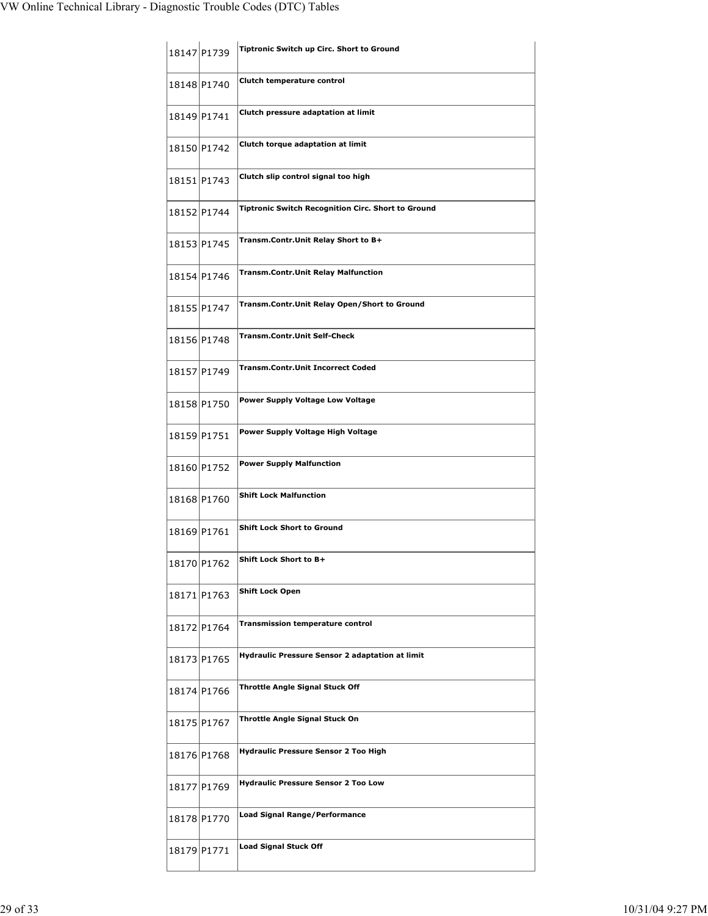| | | |
|---|---|---|
| 18147 | P1739 | **Tiptronic Switch up Circ. Short to Ground** |
| 18148 | P1740 | **Clutch temperature control** |
| 18149 | P1741 | **Clutch pressure adaptation at limit** |
| 18150 | P1742 | **Clutch torque adaptation at limit** |
| 18151 | P1743 | **Clutch slip control signal too high** |
| 18152 | P1744 | **Tiptronic Switch Recognition Circ. Short to Ground** |
| 18153 | P1745 | **Transm.Contr.Unit Relay Short to B+** |
| 18154 | P1746 | **Transm.Contr.Unit Relay Malfunction** |
| 18155 | P1747 | **Transm.Contr.Unit Relay Open/Short to Ground** |
| 18156 | P1748 | **Transm.Contr.Unit Self-Check** |
| 18157 | P1749 | **Transm.Contr.Unit Incorrect Coded** |
| 18158 | P1750 | **Power Supply Voltage Low Voltage** |
| 18159 | P1751 | **Power Supply Voltage High Voltage** |
| 18160 | P1752 | **Power Supply Malfunction** |
| 18168 | P1760 | **Shift Lock Malfunction** |
| 18169 | P1761 | **Shift Lock Short to Ground** |
| 18170 | P1762 | **Shift Lock Short to B+** |
| 18171 | P1763 | **Shift Lock Open** |
| 18172 | P1764 | **Transmission temperature control** |
| 18173 | P1765 | **Hydraulic Pressure Sensor 2 adaptation at limit** |
| 18174 | P1766 | **Throttle Angle Signal Stuck Off** |
| 18175 | P1767 | **Throttle Angle Signal Stuck On** |
| 18176 | P1768 | **Hydraulic Pressure Sensor 2 Too High** |
| 18177 | P1769 | **Hydraulic Pressure Sensor 2 Too Low** |
| 18178 | P1770 | **Load Signal Range/Performance** |
| 18179 | P1771 | **Load Signal Stuck Off** |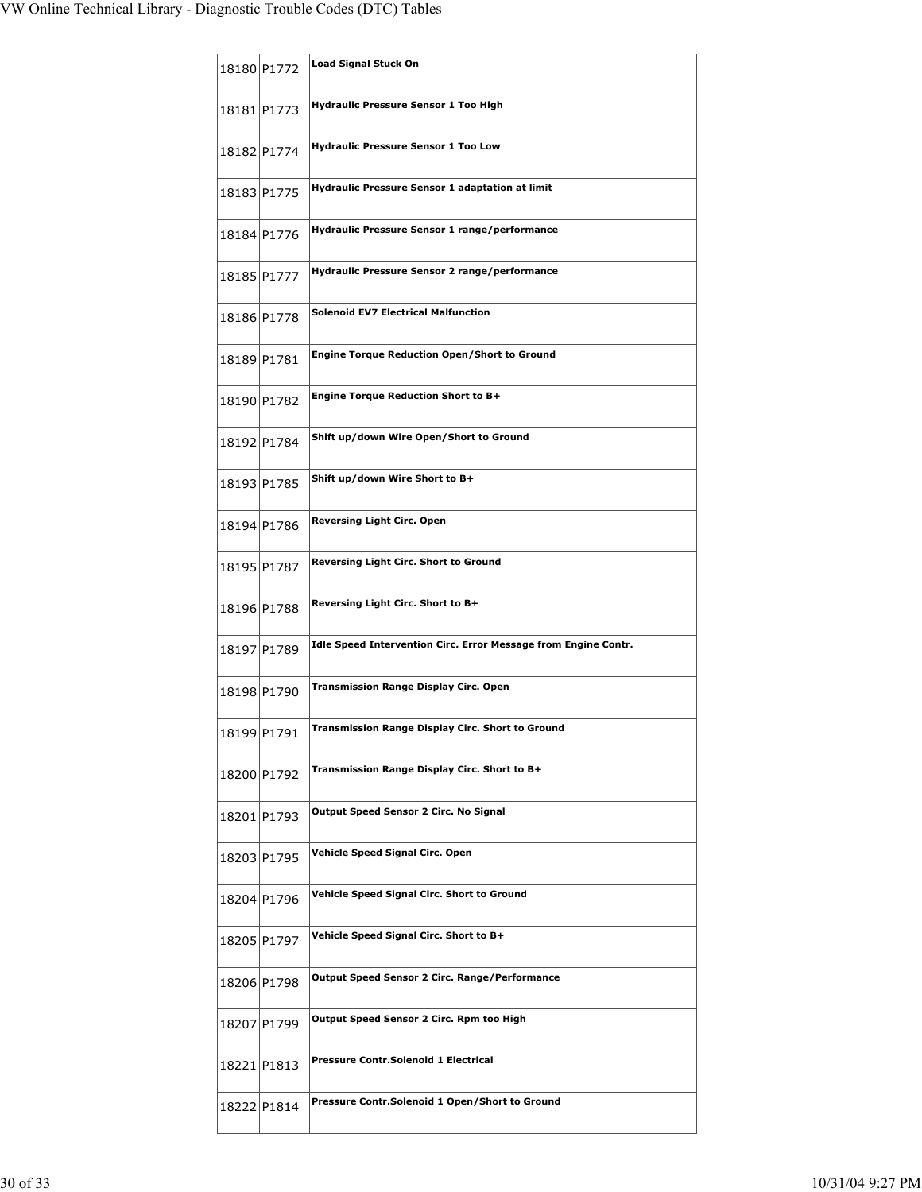| 18180 | P1772 | **Load Signal Stuck On** |
|---|---|---|
| 18181 | P1773 | **Hydraulic Pressure Sensor 1 Too High** |
| 18182 | P1774 | **Hydraulic Pressure Sensor 1 Too Low** |
| 18183 | P1775 | **Hydraulic Pressure Sensor 1 adaptation at limit** |
| 18184 | P1776 | **Hydraulic Pressure Sensor 1 range/performance** |
| 18185 | P1777 | **Hydraulic Pressure Sensor 2 range/performance** |
| 18186 | P1778 | **Solenoid EV7 Electrical Malfunction** |
| 18189 | P1781 | **Engine Torque Reduction Open/Short to Ground** |
| 18190 | P1782 | **Engine Torque Reduction Short to B+** |
| 18192 | P1784 | **Shift up/down Wire Open/Short to Ground** |
| 18193 | P1785 | **Shift up/down Wire Short to B+** |
| 18194 | P1786 | **Reversing Light Circ. Open** |
| 18195 | P1787 | **Reversing Light Circ. Short to Ground** |
| 18196 | P1788 | **Reversing Light Circ. Short to B+** |
| 18197 | P1789 | **Idle Speed Intervention Circ. Error Message from Engine Contr.** |
| 18198 | P1790 | **Transmission Range Display Circ. Open** |
| 18199 | P1791 | **Transmission Range Display Circ. Short to Ground** |
| 18200 | P1792 | **Transmission Range Display Circ. Short to B+** |
| 18201 | P1793 | **Output Speed Sensor 2 Circ. No Signal** |
| 18203 | P1795 | **Vehicle Speed Signal Circ. Open** |
| 18204 | P1796 | **Vehicle Speed Signal Circ. Short to Ground** |
| 18205 | P1797 | **Vehicle Speed Signal Circ. Short to B+** |
| 18206 | P1798 | **Output Speed Sensor 2 Circ. Range/Performance** |
| 18207 | P1799 | **Output Speed Sensor 2 Circ. Rpm too High** |
| 18221 | P1813 | **Pressure Contr.Solenoid 1 Electrical** |
| 18222 | P1814 | **Pressure Contr.Solenoid 1 Open/Short to Ground** |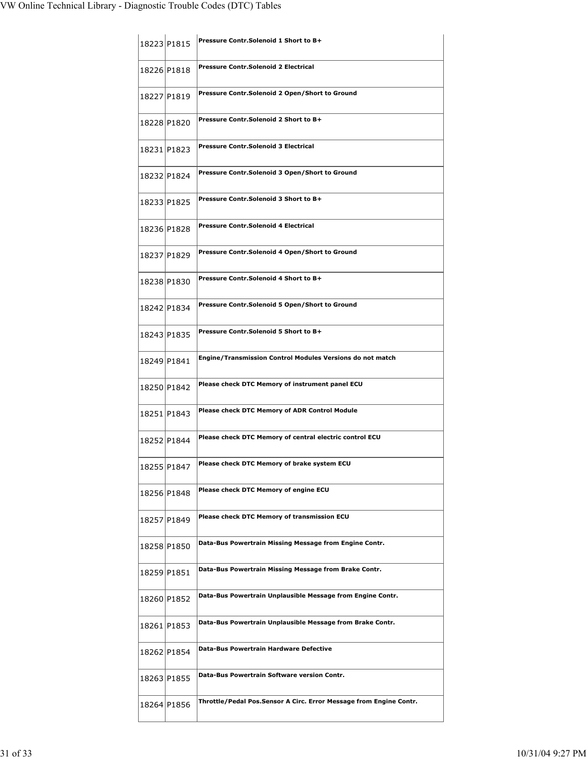| 18223 | P1815 | **Pressure Contr.Solenoid 1 Short to B+** |
|---|---|---|
| 18226 | P1818 | **Pressure Contr.Solenoid 2 Electrical** |
| 18227 | P1819 | **Pressure Contr.Solenoid 2 Open/Short to Ground** |
| 18228 | P1820 | **Pressure Contr.Solenoid 2 Short to B+** |
| 18231 | P1823 | **Pressure Contr.Solenoid 3 Electrical** |
| 18232 | P1824 | **Pressure Contr.Solenoid 3 Open/Short to Ground** |
| 18233 | P1825 | **Pressure Contr.Solenoid 3 Short to B+** |
| 18236 | P1828 | **Pressure Contr.Solenoid 4 Electrical** |
| 18237 | P1829 | **Pressure Contr.Solenoid 4 Open/Short to Ground** |
| 18238 | P1830 | **Pressure Contr.Solenoid 4 Short to B+** |
| 18242 | P1834 | **Pressure Contr.Solenoid 5 Open/Short to Ground** |
| 18243 | P1835 | **Pressure Contr.Solenoid 5 Short to B+** |
| 18249 | P1841 | **Engine/Transmission Control Modules Versions do not match** |
| 18250 | P1842 | **Please check DTC Memory of instrument panel ECU** |
| 18251 | P1843 | **Please check DTC Memory of ADR Control Module** |
| 18252 | P1844 | **Please check DTC Memory of central electric control ECU** |
| 18255 | P1847 | **Please check DTC Memory of brake system ECU** |
| 18256 | P1848 | **Please check DTC Memory of engine ECU** |
| 18257 | P1849 | **Please check DTC Memory of transmission ECU** |
| 18258 | P1850 | **Data-Bus Powertrain Missing Message from Engine Contr.** |
| 18259 | P1851 | **Data-Bus Powertrain Missing Message from Brake Contr.** |
| 18260 | P1852 | **Data-Bus Powertrain Unplausible Message from Engine Contr.** |
| 18261 | P1853 | **Data-Bus Powertrain Unplausible Message from Brake Contr.** |
| 18262 | P1854 | **Data-Bus Powertrain Hardware Defective** |
| 18263 | P1855 | **Data-Bus Powertrain Software version Contr.** |
| 18264 | P1856 | **Throttle/Pedal Pos.Sensor A Circ. Error Message from Engine Contr.** |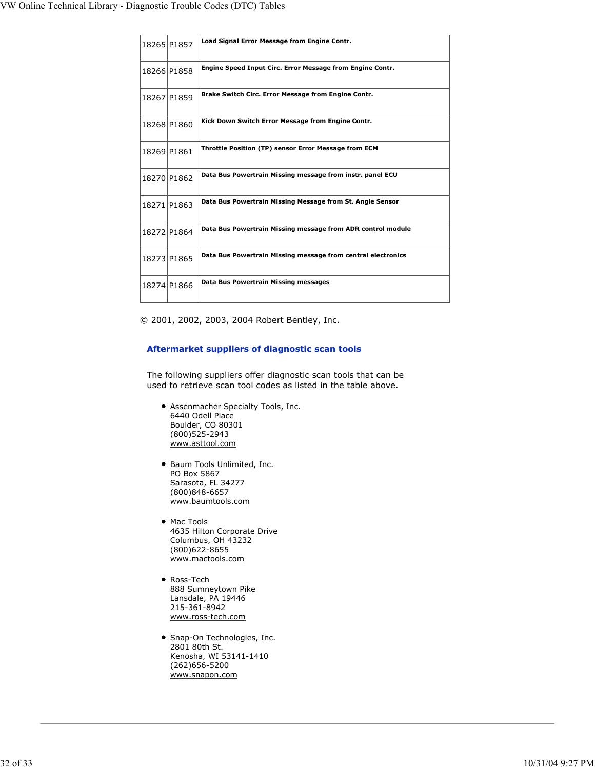| | | |
|---|---|---|
| 18265 | P1857 | **Load Signal Error Message from Engine Contr.** |
| 18266 | P1858 | **Engine Speed Input Circ. Error Message from Engine Contr.** |
| 18267 | P1859 | **Brake Switch Circ. Error Message from Engine Contr.** |
| 18268 | P1860 | **Kick Down Switch Error Message from Engine Contr.** |
| 18269 | P1861 | **Throttle Position (TP) sensor Error Message from ECM** |
| 18270 | P1862 | **Data Bus Powertrain Missing message from instr. panel ECU** |
| 18271 | P1863 | **Data Bus Powertrain Missing Message from St. Angle Sensor** |
| 18272 | P1864 | **Data Bus Powertrain Missing message from ADR control module** |
| 18273 | P1865 | **Data Bus Powertrain Missing message from central electronics** |
| 18274 | P1866 | **Data Bus Powertrain Missing messages** |

© 2001, 2002, 2003, 2004 Robert Bentley, Inc.

## Aftermarket suppliers of diagnostic scan tools

The following suppliers offer diagnostic scan tools that can be used to retrieve scan tool codes as listed in the table above.

- Assenmacher Specialty Tools, Inc.
  6440 Odell Place
  Boulder, CO 80301
  (800)525-2943
  www.asttool.com

- Baum Tools Unlimited, Inc.
  PO Box 5867
  Sarasota, FL 34277
  (800)848-6657
  www.baumtools.com

- Mac Tools
  4635 Hilton Corporate Drive
  Columbus, OH 43232
  (800)622-8655
  www.mactools.com

- Ross-Tech
  888 Sumneytown Pike
  Lansdale, PA 19446
  215-361-8942
  www.ross-tech.com

- Snap-On Technologies, Inc.
  2801 80th St.
  Kenosha, WI 53141-1410
  (262)656-5200
  www.snapon.com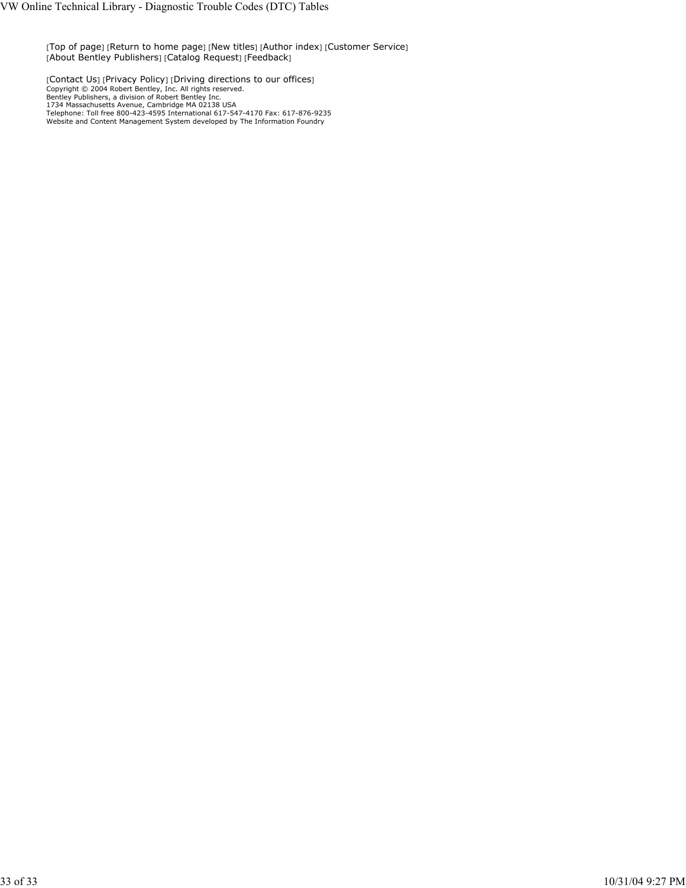[Top of page] [Return to home page] [New titles] [Author index] [Customer Service]
[About Bentley Publishers] [Catalog Request] [Feedback]

[Contact Us] [Privacy Policy] [Driving directions to our offices]
Copyright © 2004 Robert Bentley, Inc. All rights reserved.
Bentley Publishers, a division of Robert Bentley Inc.
1734 Massachusetts Avenue, Cambridge MA 02138 USA
Telephone: Toll free 800-423-4595 International 617-547-4170 Fax: 617-876-9235
Website and Content Management System developed by The Information Foundry